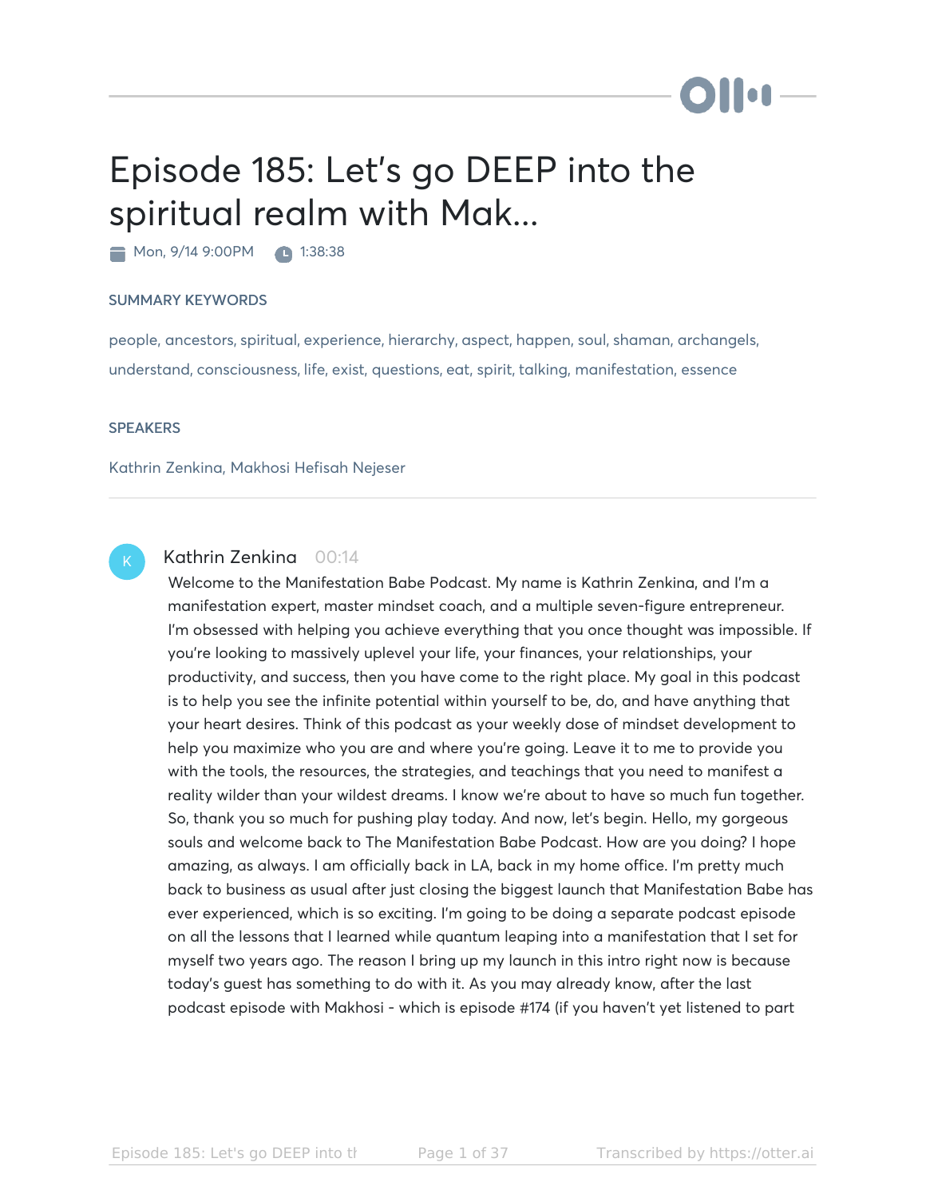# Episode 185: Let's go DEEP into the spiritual realm with Mak...

Mon, 9/14 9:00PM 1:38:38

### SUMMARY KEYWORDS

people, ancestors, spiritual, experience, hierarchy, aspect, happen, soul, shaman, archangels, understand, consciousness, life, exist, questions, eat, spirit, talking, manifestation, essence

### SPEAKERS

Kathrin Zenkina, Makhosi Hefisah Nejeser

---

**Kathrin Zenkina** 00:14

Welcome to the Manifestation Babe Podcast. My name is Kathrin Zenkina, and I'm a manifestation expert, master mindset coach, and a multiple seven-figure entrepreneur. I'm obsessed with helping you achieve everything that you once thought was impossible. If you're looking to massively uplevel your life, your finances, your relationships, your productivity, and success, then you have come to the right place. My goal in this podcast is to help you see the infinite potential within yourself to be, do, and have anything that your heart desires. Think of this podcast as your weekly dose of mindset development to help you maximize who you are and where you're going. Leave it to me to provide you with the tools, the resources, the strategies, and teachings that you need to manifest a reality wilder than your wildest dreams. I know we're about to have so much fun together. So, thank you so much for pushing play today. And now, let's begin. Hello, my gorgeous souls and welcome back to The Manifestation Babe Podcast. How are you doing? I hope amazing, as always. I am officially back in LA, back in my home office. I'm pretty much back to business as usual after just closing the biggest launch that Manifestation Babe has ever experienced, which is so exciting. I'm going to be doing a separate podcast episode on all the lessons that I learned while quantum leaping into a manifestation that I set for myself two years ago. The reason I bring up my launch in this intro right now is because today's guest has something to do with it. As you may already know, after the last podcast episode with Makhosi - which is episode #174 (if you haven't yet listened to part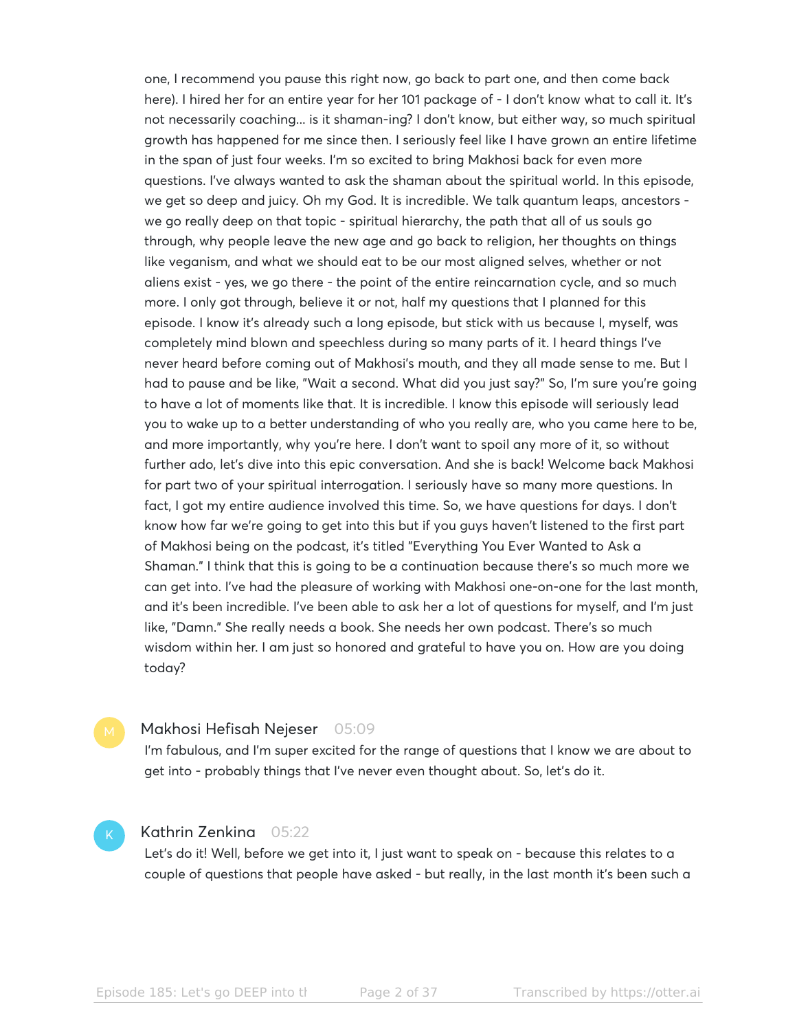one, I recommend you pause this right now, go back to part one, and then come back here). I hired her for an entire year for her 101 package of - I don't know what to call it. It's not necessarily coaching... is it shaman-ing? I don't know, but either way, so much spiritual growth has happened for me since then. I seriously feel like I have grown an entire lifetime in the span of just four weeks. I'm so excited to bring Makhosi back for even more questions. I've always wanted to ask the shaman about the spiritual world. In this episode, we get so deep and juicy. Oh my God. It is incredible. We talk quantum leaps, ancestors - we go really deep on that topic - spiritual hierarchy, the path that all of us souls go through, why people leave the new age and go back to religion, her thoughts on things like veganism, and what we should eat to be our most aligned selves, whether or not aliens exist - yes, we go there - the point of the entire reincarnation cycle, and so much more. I only got through, believe it or not, half my questions that I planned for this episode. I know it's already such a long episode, but stick with us because I, myself, was completely mind blown and speechless during so many parts of it. I heard things I've never heard before coming out of Makhosi's mouth, and they all made sense to me. But I had to pause and be like, "Wait a second. What did you just say?" So, I'm sure you're going to have a lot of moments like that. It is incredible. I know this episode will seriously lead you to wake up to a better understanding of who you really are, who you came here to be, and more importantly, why you're here. I don't want to spoil any more of it, so without further ado, let's dive into this epic conversation. And she is back! Welcome back Makhosi for part two of your spiritual interrogation. I seriously have so many more questions. In fact, I got my entire audience involved this time. So, we have questions for days. I don't know how far we're going to get into this but if you guys haven't listened to the first part of Makhosi being on the podcast, it's titled "Everything You Ever Wanted to Ask a Shaman." I think that this is going to be a continuation because there's so much more we can get into. I've had the pleasure of working with Makhosi one-on-one for the last month, and it's been incredible. I've been able to ask her a lot of questions for myself, and I'm just like, "Damn." She really needs a book. She needs her own podcast. There's so much wisdom within her. I am just so honored and grateful to have you on. How are you doing today?

**Makhosi Hefisah Nejeser** 05:09

I'm fabulous, and I'm super excited for the range of questions that I know we are about to get into - probably things that I've never even thought about. So, let's do it.

**Kathrin Zenkina** 05:22

Let's do it! Well, before we get into it, I just want to speak on - because this relates to a couple of questions that people have asked - but really, in the last month it's been such a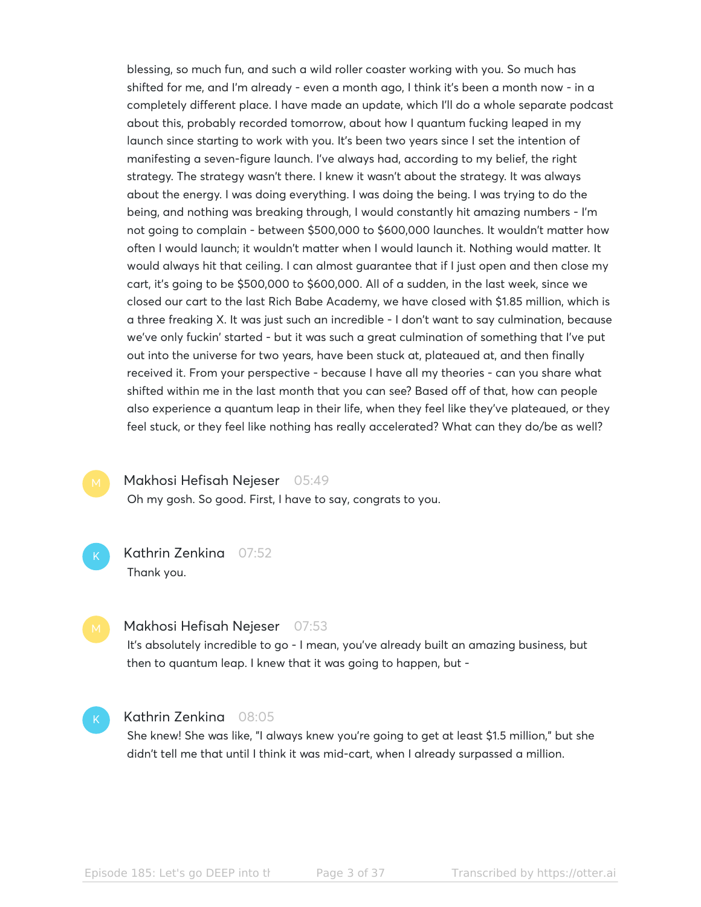blessing, so much fun, and such a wild roller coaster working with you. So much has shifted for me, and I'm already - even a month ago, I think it's been a month now - in a completely different place. I have made an update, which I'll do a whole separate podcast about this, probably recorded tomorrow, about how I quantum fucking leaped in my launch since starting to work with you. It's been two years since I set the intention of manifesting a seven-figure launch. I've always had, according to my belief, the right strategy. The strategy wasn't there. I knew it wasn't about the strategy. It was always about the energy. I was doing everything. I was doing the being. I was trying to do the being, and nothing was breaking through, I would constantly hit amazing numbers - I'm not going to complain - between $500,000 to $600,000 launches. It wouldn't matter how often I would launch; it wouldn't matter when I would launch it. Nothing would matter. It would always hit that ceiling. I can almost guarantee that if I just open and then close my cart, it's going to be $500,000 to $600,000. All of a sudden, in the last week, since we closed our cart to the last Rich Babe Academy, we have closed with $1.85 million, which is a three freaking X. It was just such an incredible - I don't want to say culmination, because we've only fuckin' started - but it was such a great culmination of something that I've put out into the universe for two years, have been stuck at, plateaued at, and then finally received it. From your perspective - because I have all my theories - can you share what shifted within me in the last month that you can see? Based off of that, how can people also experience a quantum leap in their life, when they feel like they've plateaued, or they feel stuck, or they feel like nothing has really accelerated? What can they do/be as well?

**Makhosi Hefisah Nejeser** 05:49
Oh my gosh. So good. First, I have to say, congrats to you.

**Kathrin Zenkina** 07:52
Thank you.

**Makhosi Hefisah Nejeser** 07:53
It's absolutely incredible to go - I mean, you've already built an amazing business, but then to quantum leap. I knew that it was going to happen, but -

**Kathrin Zenkina** 08:05
She knew! She was like, "I always knew you're going to get at least $1.5 million," but she didn't tell me that until I think it was mid-cart, when I already surpassed a million.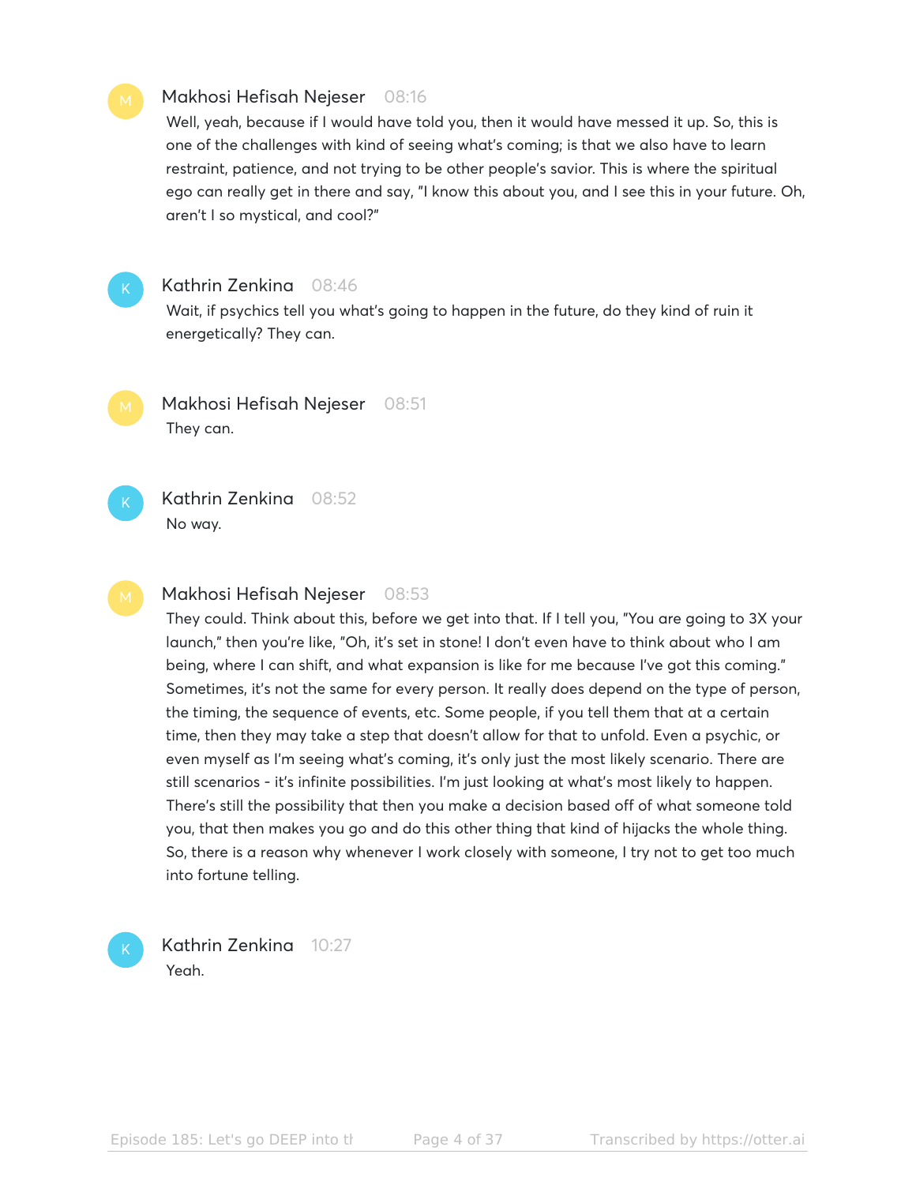**Makhosi Hefisah Nejeser** 08:16

Well, yeah, because if I would have told you, then it would have messed it up. So, this is one of the challenges with kind of seeing what's coming; is that we also have to learn restraint, patience, and not trying to be other people's savior. This is where the spiritual ego can really get in there and say, "I know this about you, and I see this in your future. Oh, aren't I so mystical, and cool?"

**Kathrin Zenkina** 08:46

Wait, if psychics tell you what's going to happen in the future, do they kind of ruin it energetically? They can.

**Makhosi Hefisah Nejeser** 08:51

They can.

**Kathrin Zenkina** 08:52

No way.

**Makhosi Hefisah Nejeser** 08:53

They could. Think about this, before we get into that. If I tell you, "You are going to 3X your launch," then you're like, "Oh, it's set in stone! I don't even have to think about who I am being, where I can shift, and what expansion is like for me because I've got this coming." Sometimes, it's not the same for every person. It really does depend on the type of person, the timing, the sequence of events, etc. Some people, if you tell them that at a certain time, then they may take a step that doesn't allow for that to unfold. Even a psychic, or even myself as I'm seeing what's coming, it's only just the most likely scenario. There are still scenarios - it's infinite possibilities. I'm just looking at what's most likely to happen. There's still the possibility that then you make a decision based off of what someone told you, that then makes you go and do this other thing that kind of hijacks the whole thing. So, there is a reason why whenever I work closely with someone, I try not to get too much into fortune telling.

**Kathrin Zenkina** 10:27

Yeah.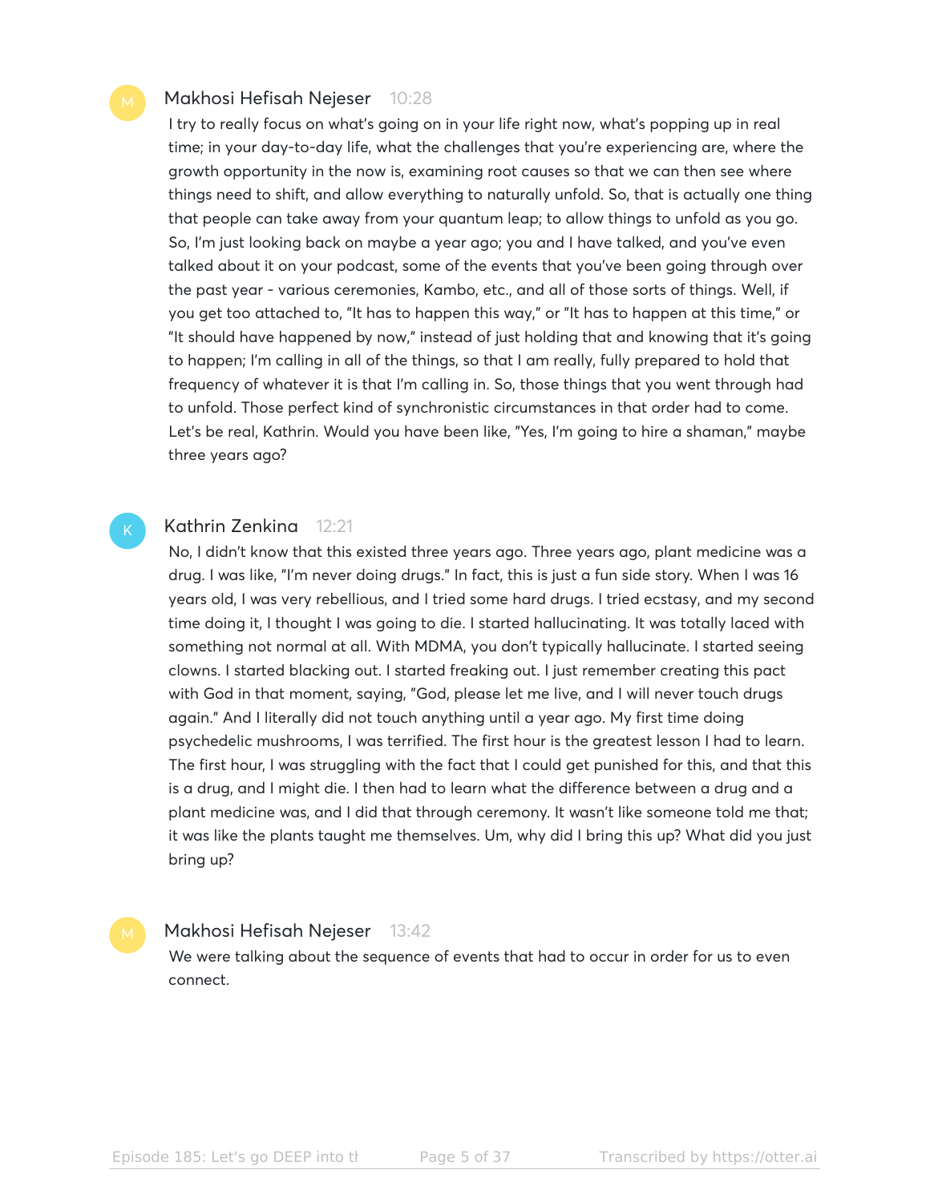**Makhosi Hefisah Nejeser** 10:28

I try to really focus on what's going on in your life right now, what's popping up in real time; in your day-to-day life, what the challenges that you're experiencing are, where the growth opportunity in the now is, examining root causes so that we can then see where things need to shift, and allow everything to naturally unfold. So, that is actually one thing that people can take away from your quantum leap; to allow things to unfold as you go. So, I'm just looking back on maybe a year ago; you and I have talked, and you've even talked about it on your podcast, some of the events that you've been going through over the past year - various ceremonies, Kambo, etc., and all of those sorts of things. Well, if you get too attached to, "It has to happen this way," or "It has to happen at this time," or "It should have happened by now," instead of just holding that and knowing that it's going to happen; I'm calling in all of the things, so that I am really, fully prepared to hold that frequency of whatever it is that I'm calling in. So, those things that you went through had to unfold. Those perfect kind of synchronistic circumstances in that order had to come. Let's be real, Kathrin. Would you have been like, "Yes, I'm going to hire a shaman," maybe three years ago?

**Kathrin Zenkina** 12:21

No, I didn't know that this existed three years ago. Three years ago, plant medicine was a drug. I was like, "I'm never doing drugs." In fact, this is just a fun side story. When I was 16 years old, I was very rebellious, and I tried some hard drugs. I tried ecstasy, and my second time doing it, I thought I was going to die. I started hallucinating. It was totally laced with something not normal at all. With MDMA, you don't typically hallucinate. I started seeing clowns. I started blacking out. I started freaking out. I just remember creating this pact with God in that moment, saying, "God, please let me live, and I will never touch drugs again." And I literally did not touch anything until a year ago. My first time doing psychedelic mushrooms, I was terrified. The first hour is the greatest lesson I had to learn. The first hour, I was struggling with the fact that I could get punished for this, and that this is a drug, and I might die. I then had to learn what the difference between a drug and a plant medicine was, and I did that through ceremony. It wasn't like someone told me that; it was like the plants taught me themselves. Um, why did I bring this up? What did you just bring up?

**Makhosi Hefisah Nejeser** 13:42

We were talking about the sequence of events that had to occur in order for us to even connect.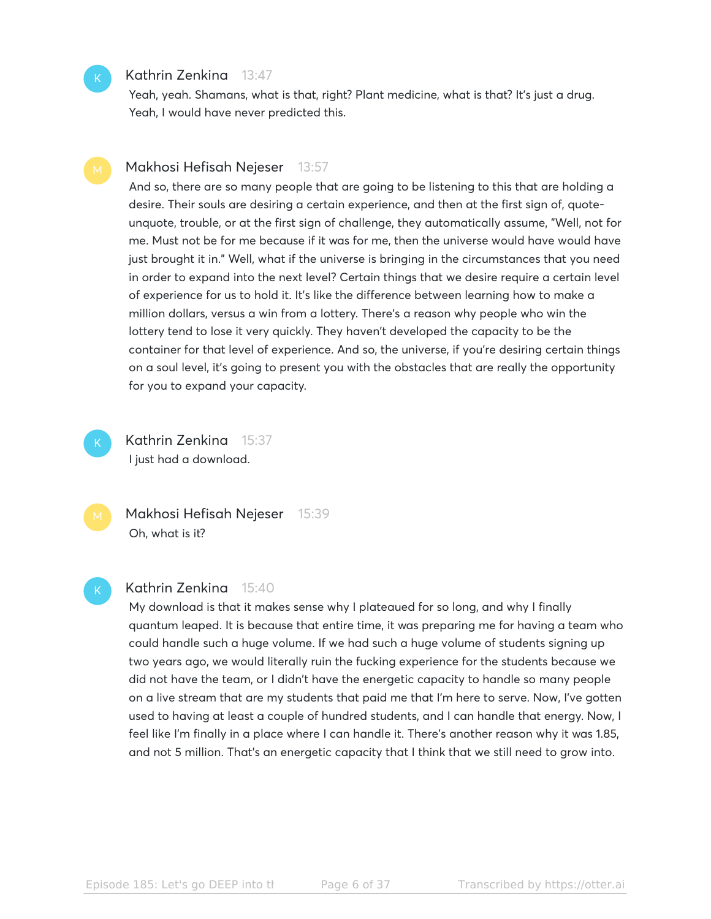**Kathrin Zenkina** 13:47

Yeah, yeah. Shamans, what is that, right? Plant medicine, what is that? It's just a drug. Yeah, I would have never predicted this.

**Makhosi Hefisah Nejeser** 13:57

And so, there are so many people that are going to be listening to this that are holding a desire. Their souls are desiring a certain experience, and then at the first sign of, quote-unquote, trouble, or at the first sign of challenge, they automatically assume, "Well, not for me. Must not be for me because if it was for me, then the universe would have would have just brought it in." Well, what if the universe is bringing in the circumstances that you need in order to expand into the next level? Certain things that we desire require a certain level of experience for us to hold it. It's like the difference between learning how to make a million dollars, versus a win from a lottery. There's a reason why people who win the lottery tend to lose it very quickly. They haven't developed the capacity to be the container for that level of experience. And so, the universe, if you're desiring certain things on a soul level, it's going to present you with the obstacles that are really the opportunity for you to expand your capacity.

**Kathrin Zenkina** 15:37

I just had a download.

**Makhosi Hefisah Nejeser** 15:39

Oh, what is it?

**Kathrin Zenkina** 15:40

My download is that it makes sense why I plateaued for so long, and why I finally quantum leaped. It is because that entire time, it was preparing me for having a team who could handle such a huge volume. If we had such a huge volume of students signing up two years ago, we would literally ruin the fucking experience for the students because we did not have the team, or I didn't have the energetic capacity to handle so many people on a live stream that are my students that paid me that I'm here to serve. Now, I've gotten used to having at least a couple of hundred students, and I can handle that energy. Now, I feel like I'm finally in a place where I can handle it. There's another reason why it was 1.85, and not 5 million. That's an energetic capacity that I think that we still need to grow into.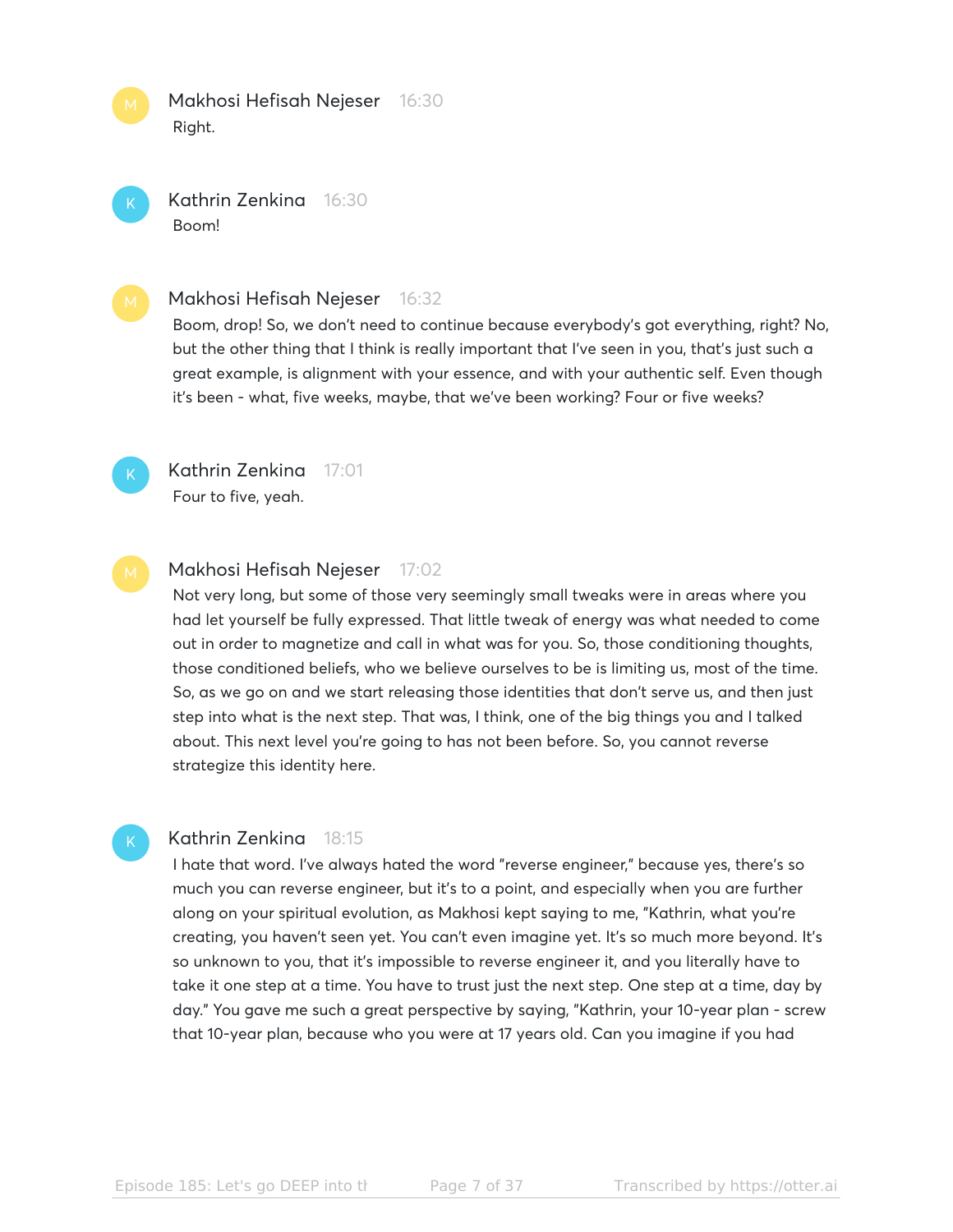**Makhosi Hefisah Nejeser** 16:30

Right.

**Kathrin Zenkina** 16:30

Boom!

**Makhosi Hefisah Nejeser** 16:32

Boom, drop! So, we don't need to continue because everybody's got everything, right? No, but the other thing that I think is really important that I've seen in you, that's just such a great example, is alignment with your essence, and with your authentic self. Even though it's been - what, five weeks, maybe, that we've been working? Four or five weeks?

**Kathrin Zenkina** 17:01

Four to five, yeah.

**Makhosi Hefisah Nejeser** 17:02

Not very long, but some of those very seemingly small tweaks were in areas where you had let yourself be fully expressed. That little tweak of energy was what needed to come out in order to magnetize and call in what was for you. So, those conditioning thoughts, those conditioned beliefs, who we believe ourselves to be is limiting us, most of the time. So, as we go on and we start releasing those identities that don't serve us, and then just step into what is the next step. That was, I think, one of the big things you and I talked about. This next level you're going to has not been before. So, you cannot reverse strategize this identity here.

**Kathrin Zenkina** 18:15

I hate that word. I've always hated the word "reverse engineer," because yes, there's so much you can reverse engineer, but it's to a point, and especially when you are further along on your spiritual evolution, as Makhosi kept saying to me, "Kathrin, what you're creating, you haven't seen yet. You can't even imagine yet. It's so much more beyond. It's so unknown to you, that it's impossible to reverse engineer it, and you literally have to take it one step at a time. You have to trust just the next step. One step at a time, day by day." You gave me such a great perspective by saying, "Kathrin, your 10-year plan - screw that 10-year plan, because who you were at 17 years old. Can you imagine if you had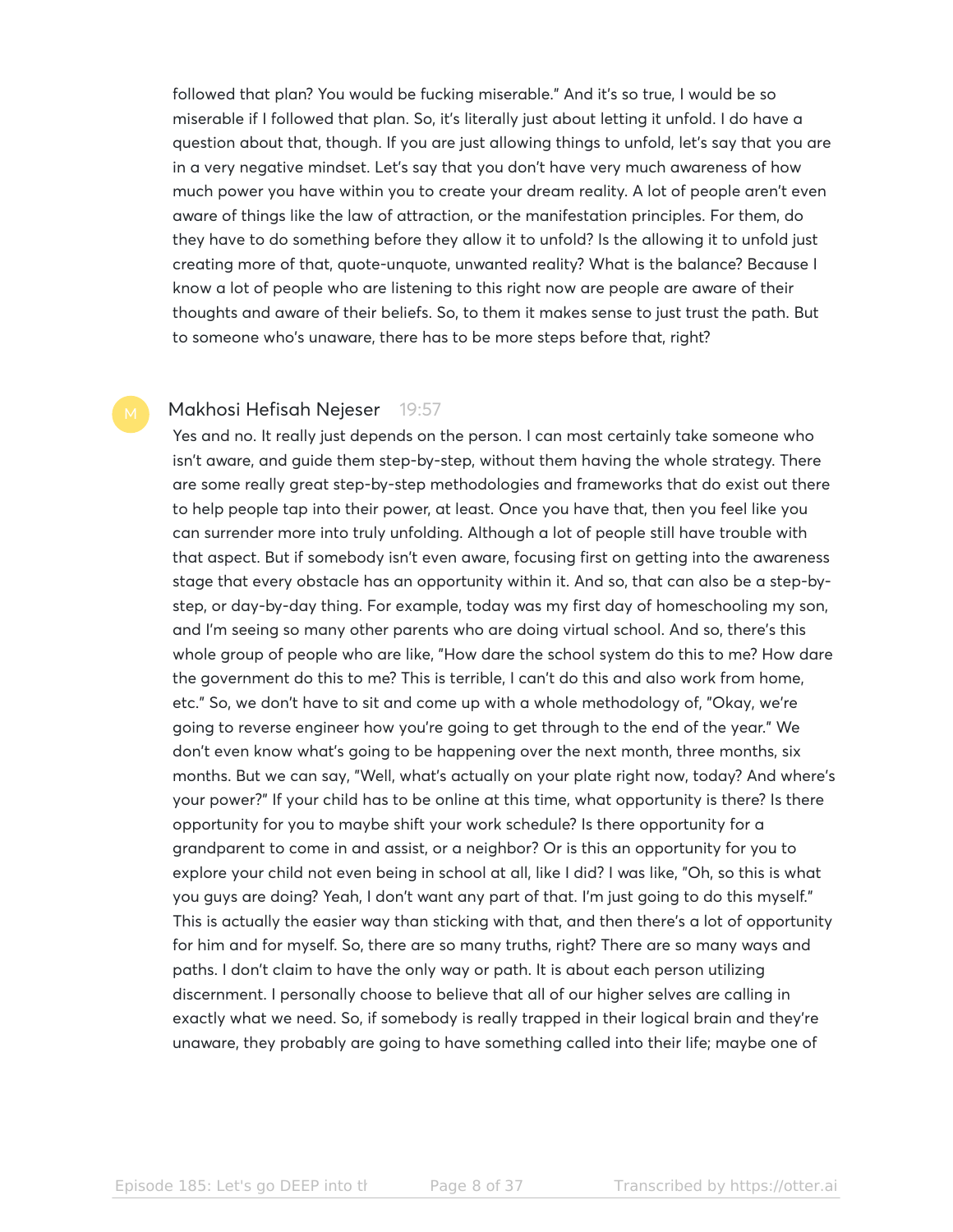followed that plan? You would be fucking miserable." And it's so true, I would be so miserable if I followed that plan. So, it's literally just about letting it unfold. I do have a question about that, though. If you are just allowing things to unfold, let's say that you are in a very negative mindset. Let's say that you don't have very much awareness of how much power you have within you to create your dream reality. A lot of people aren't even aware of things like the law of attraction, or the manifestation principles. For them, do they have to do something before they allow it to unfold? Is the allowing it to unfold just creating more of that, quote-unquote, unwanted reality? What is the balance? Because I know a lot of people who are listening to this right now are people are aware of their thoughts and aware of their beliefs. So, to them it makes sense to just trust the path. But to someone who's unaware, there has to be more steps before that, right?

**Makhosi Hefisah Nejeser** 19:57

Yes and no. It really just depends on the person. I can most certainly take someone who isn't aware, and guide them step-by-step, without them having the whole strategy. There are some really great step-by-step methodologies and frameworks that do exist out there to help people tap into their power, at least. Once you have that, then you feel like you can surrender more into truly unfolding. Although a lot of people still have trouble with that aspect. But if somebody isn't even aware, focusing first on getting into the awareness stage that every obstacle has an opportunity within it. And so, that can also be a step-by-step, or day-by-day thing. For example, today was my first day of homeschooling my son, and I'm seeing so many other parents who are doing virtual school. And so, there's this whole group of people who are like, "How dare the school system do this to me? How dare the government do this to me? This is terrible, I can't do this and also work from home, etc." So, we don't have to sit and come up with a whole methodology of, "Okay, we're going to reverse engineer how you're going to get through to the end of the year." We don't even know what's going to be happening over the next month, three months, six months. But we can say, "Well, what's actually on your plate right now, today? And where's your power?" If your child has to be online at this time, what opportunity is there? Is there opportunity for you to maybe shift your work schedule? Is there opportunity for a grandparent to come in and assist, or a neighbor? Or is this an opportunity for you to explore your child not even being in school at all, like I did? I was like, "Oh, so this is what you guys are doing? Yeah, I don't want any part of that. I'm just going to do this myself." This is actually the easier way than sticking with that, and then there's a lot of opportunity for him and for myself. So, there are so many truths, right? There are so many ways and paths. I don't claim to have the only way or path. It is about each person utilizing discernment. I personally choose to believe that all of our higher selves are calling in exactly what we need. So, if somebody is really trapped in their logical brain and they're unaware, they probably are going to have something called into their life; maybe one of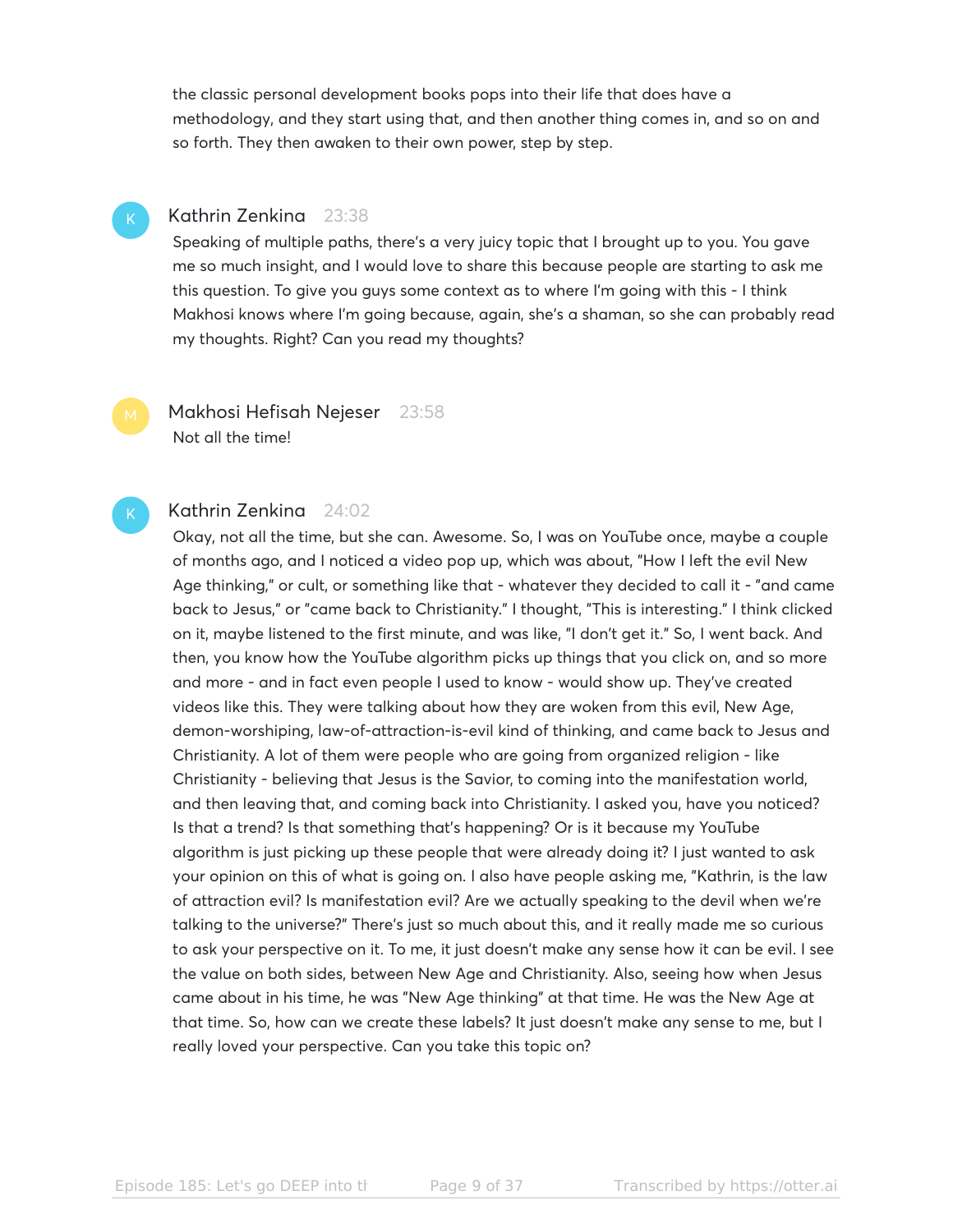the classic personal development books pops into their life that does have a methodology, and they start using that, and then another thing comes in, and so on and so forth. They then awaken to their own power, step by step.

**Kathrin Zenkina** 23:38

Speaking of multiple paths, there's a very juicy topic that I brought up to you. You gave me so much insight, and I would love to share this because people are starting to ask me this question. To give you guys some context as to where I'm going with this - I think Makhosi knows where I'm going because, again, she's a shaman, so she can probably read my thoughts. Right? Can you read my thoughts?

**Makhosi Hefisah Nejeser** 23:58

Not all the time!

**Kathrin Zenkina** 24:02

Okay, not all the time, but she can. Awesome. So, I was on YouTube once, maybe a couple of months ago, and I noticed a video pop up, which was about, "How I left the evil New Age thinking," or cult, or something like that - whatever they decided to call it - "and came back to Jesus," or "came back to Christianity." I thought, "This is interesting." I think clicked on it, maybe listened to the first minute, and was like, "I don't get it." So, I went back. And then, you know how the YouTube algorithm picks up things that you click on, and so more and more - and in fact even people I used to know - would show up. They've created videos like this. They were talking about how they are woken from this evil, New Age, demon-worshiping, law-of-attraction-is-evil kind of thinking, and came back to Jesus and Christianity. A lot of them were people who are going from organized religion - like Christianity - believing that Jesus is the Savior, to coming into the manifestation world, and then leaving that, and coming back into Christianity. I asked you, have you noticed? Is that a trend? Is that something that's happening? Or is it because my YouTube algorithm is just picking up these people that were already doing it? I just wanted to ask your opinion on this of what is going on. I also have people asking me, "Kathrin, is the law of attraction evil? Is manifestation evil? Are we actually speaking to the devil when we're talking to the universe?" There's just so much about this, and it really made me so curious to ask your perspective on it. To me, it just doesn't make any sense how it can be evil. I see the value on both sides, between New Age and Christianity. Also, seeing how when Jesus came about in his time, he was "New Age thinking" at that time. He was the New Age at that time. So, how can we create these labels? It just doesn't make any sense to me, but I really loved your perspective. Can you take this topic on?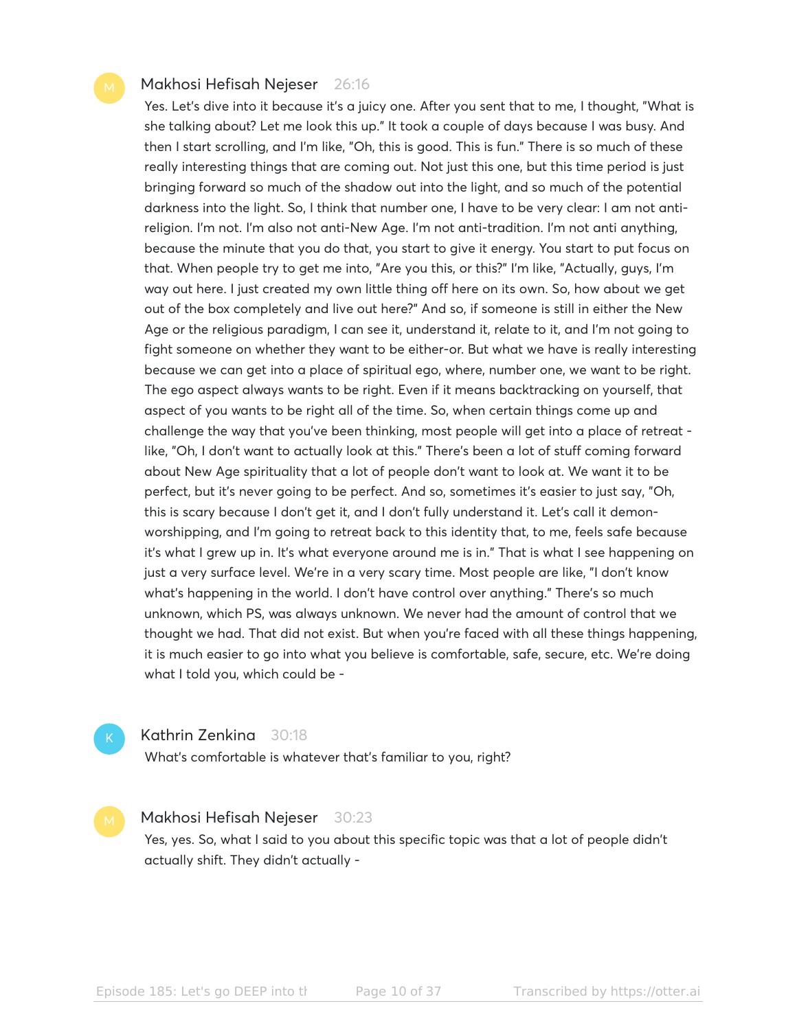**Makhosi Hefisah Nejeser** 26:16

Yes. Let's dive into it because it's a juicy one. After you sent that to me, I thought, "What is she talking about? Let me look this up." It took a couple of days because I was busy. And then I start scrolling, and I'm like, "Oh, this is good. This is fun." There is so much of these really interesting things that are coming out. Not just this one, but this time period is just bringing forward so much of the shadow out into the light, and so much of the potential darkness into the light. So, I think that number one, I have to be very clear: I am not anti-religion. I'm not. I'm also not anti-New Age. I'm not anti-tradition. I'm not anti anything, because the minute that you do that, you start to give it energy. You start to put focus on that. When people try to get me into, "Are you this, or this?" I'm like, "Actually, guys, I'm way out here. I just created my own little thing off here on its own. So, how about we get out of the box completely and live out here?" And so, if someone is still in either the New Age or the religious paradigm, I can see it, understand it, relate to it, and I'm not going to fight someone on whether they want to be either-or. But what we have is really interesting because we can get into a place of spiritual ego, where, number one, we want to be right. The ego aspect always wants to be right. Even if it means backtracking on yourself, that aspect of you wants to be right all of the time. So, when certain things come up and challenge the way that you've been thinking, most people will get into a place of retreat - like, "Oh, I don't want to actually look at this." There's been a lot of stuff coming forward about New Age spirituality that a lot of people don't want to look at. We want it to be perfect, but it's never going to be perfect. And so, sometimes it's easier to just say, "Oh, this is scary because I don't get it, and I don't fully understand it. Let's call it demon-worshipping, and I'm going to retreat back to this identity that, to me, feels safe because it's what I grew up in. It's what everyone around me is in." That is what I see happening on just a very surface level. We're in a very scary time. Most people are like, "I don't know what's happening in the world. I don't have control over anything." There's so much unknown, which PS, was always unknown. We never had the amount of control that we thought we had. That did not exist. But when you're faced with all these things happening, it is much easier to go into what you believe is comfortable, safe, secure, etc. We're doing what I told you, which could be -

**Kathrin Zenkina** 30:18

What's comfortable is whatever that's familiar to you, right?

**Makhosi Hefisah Nejeser** 30:23

Yes, yes. So, what I said to you about this specific topic was that a lot of people didn't actually shift. They didn't actually -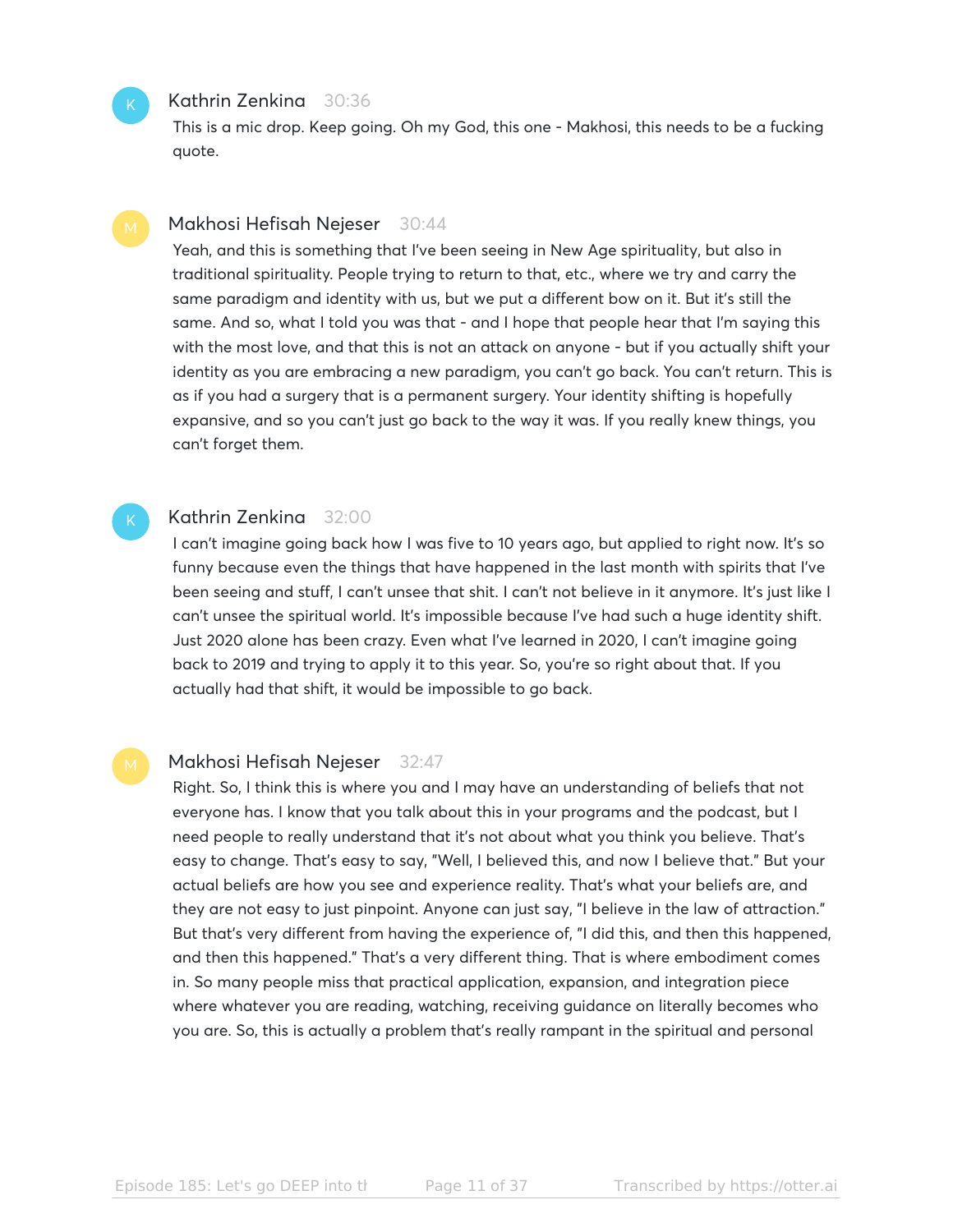**Kathrin Zenkina** 30:36

This is a mic drop. Keep going. Oh my God, this one - Makhosi, this needs to be a fucking quote.

**Makhosi Hefisah Nejeser** 30:44

Yeah, and this is something that I've been seeing in New Age spirituality, but also in traditional spirituality. People trying to return to that, etc., where we try and carry the same paradigm and identity with us, but we put a different bow on it. But it's still the same. And so, what I told you was that - and I hope that people hear that I'm saying this with the most love, and that this is not an attack on anyone - but if you actually shift your identity as you are embracing a new paradigm, you can't go back. You can't return. This is as if you had a surgery that is a permanent surgery. Your identity shifting is hopefully expansive, and so you can't just go back to the way it was. If you really knew things, you can't forget them.

**Kathrin Zenkina** 32:00

I can't imagine going back how I was five to 10 years ago, but applied to right now. It's so funny because even the things that have happened in the last month with spirits that I've been seeing and stuff, I can't unsee that shit. I can't not believe in it anymore. It's just like I can't unsee the spiritual world. It's impossible because I've had such a huge identity shift. Just 2020 alone has been crazy. Even what I've learned in 2020, I can't imagine going back to 2019 and trying to apply it to this year. So, you're so right about that. If you actually had that shift, it would be impossible to go back.

**Makhosi Hefisah Nejeser** 32:47

Right. So, I think this is where you and I may have an understanding of beliefs that not everyone has. I know that you talk about this in your programs and the podcast, but I need people to really understand that it's not about what you think you believe. That's easy to change. That's easy to say, "Well, I believed this, and now I believe that." But your actual beliefs are how you see and experience reality. That's what your beliefs are, and they are not easy to just pinpoint. Anyone can just say, "I believe in the law of attraction." But that's very different from having the experience of, "I did this, and then this happened, and then this happened." That's a very different thing. That is where embodiment comes in. So many people miss that practical application, expansion, and integration piece where whatever you are reading, watching, receiving guidance on literally becomes who you are. So, this is actually a problem that's really rampant in the spiritual and personal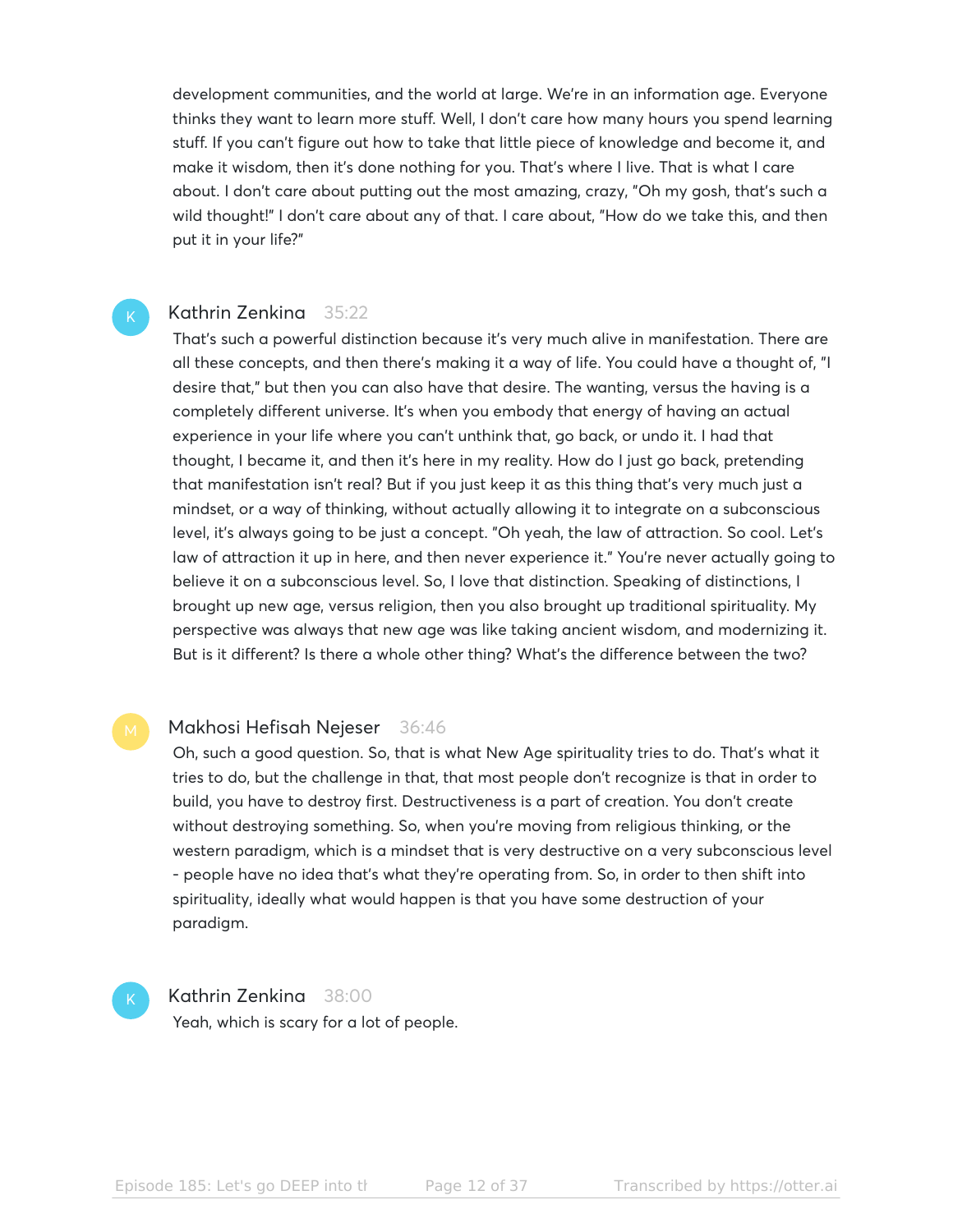development communities, and the world at large. We're in an information age. Everyone thinks they want to learn more stuff. Well, I don't care how many hours you spend learning stuff. If you can't figure out how to take that little piece of knowledge and become it, and make it wisdom, then it's done nothing for you. That's where I live. That is what I care about. I don't care about putting out the most amazing, crazy, "Oh my gosh, that's such a wild thought!" I don't care about any of that. I care about, "How do we take this, and then put it in your life?"

**Kathrin Zenkina** 35:22

That's such a powerful distinction because it's very much alive in manifestation. There are all these concepts, and then there's making it a way of life. You could have a thought of, "I desire that," but then you can also have that desire. The wanting, versus the having is a completely different universe. It's when you embody that energy of having an actual experience in your life where you can't unthink that, go back, or undo it. I had that thought, I became it, and then it's here in my reality. How do I just go back, pretending that manifestation isn't real? But if you just keep it as this thing that's very much just a mindset, or a way of thinking, without actually allowing it to integrate on a subconscious level, it's always going to be just a concept. "Oh yeah, the law of attraction. So cool. Let's law of attraction it up in here, and then never experience it." You're never actually going to believe it on a subconscious level. So, I love that distinction. Speaking of distinctions, I brought up new age, versus religion, then you also brought up traditional spirituality. My perspective was always that new age was like taking ancient wisdom, and modernizing it. But is it different? Is there a whole other thing? What's the difference between the two?

**Makhosi Hefisah Nejeser** 36:46

Oh, such a good question. So, that is what New Age spirituality tries to do. That's what it tries to do, but the challenge in that, that most people don't recognize is that in order to build, you have to destroy first. Destructiveness is a part of creation. You don't create without destroying something. So, when you're moving from religious thinking, or the western paradigm, which is a mindset that is very destructive on a very subconscious level - people have no idea that's what they're operating from. So, in order to then shift into spirituality, ideally what would happen is that you have some destruction of your paradigm.

**Kathrin Zenkina** 38:00

Yeah, which is scary for a lot of people.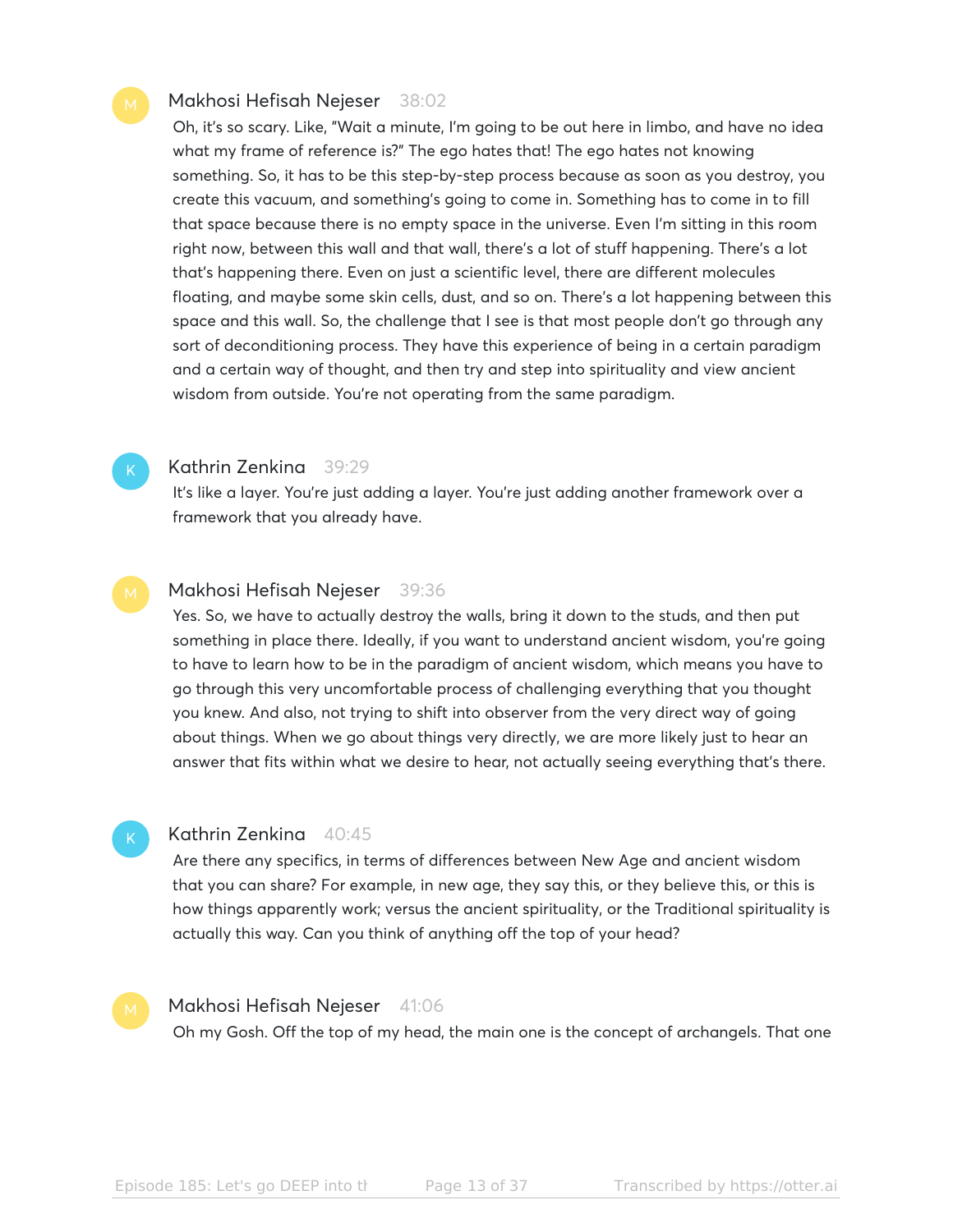**Makhosi Hefisah Nejeser** 38:02

Oh, it's so scary. Like, "Wait a minute, I'm going to be out here in limbo, and have no idea what my frame of reference is?" The ego hates that! The ego hates not knowing something. So, it has to be this step-by-step process because as soon as you destroy, you create this vacuum, and something's going to come in. Something has to come in to fill that space because there is no empty space in the universe. Even I'm sitting in this room right now, between this wall and that wall, there's a lot of stuff happening. There's a lot that's happening there. Even on just a scientific level, there are different molecules floating, and maybe some skin cells, dust, and so on. There's a lot happening between this space and this wall. So, the challenge that I see is that most people don't go through any sort of deconditioning process. They have this experience of being in a certain paradigm and a certain way of thought, and then try and step into spirituality and view ancient wisdom from outside. You're not operating from the same paradigm.

**Kathrin Zenkina** 39:29

It's like a layer. You're just adding a layer. You're just adding another framework over a framework that you already have.

**Makhosi Hefisah Nejeser** 39:36

Yes. So, we have to actually destroy the walls, bring it down to the studs, and then put something in place there. Ideally, if you want to understand ancient wisdom, you're going to have to learn how to be in the paradigm of ancient wisdom, which means you have to go through this very uncomfortable process of challenging everything that you thought you knew. And also, not trying to shift into observer from the very direct way of going about things. When we go about things very directly, we are more likely just to hear an answer that fits within what we desire to hear, not actually seeing everything that's there.

**Kathrin Zenkina** 40:45

Are there any specifics, in terms of differences between New Age and ancient wisdom that you can share? For example, in new age, they say this, or they believe this, or this is how things apparently work; versus the ancient spirituality, or the Traditional spirituality is actually this way. Can you think of anything off the top of your head?

**Makhosi Hefisah Nejeser** 41:06

Oh my Gosh. Off the top of my head, the main one is the concept of archangels. That one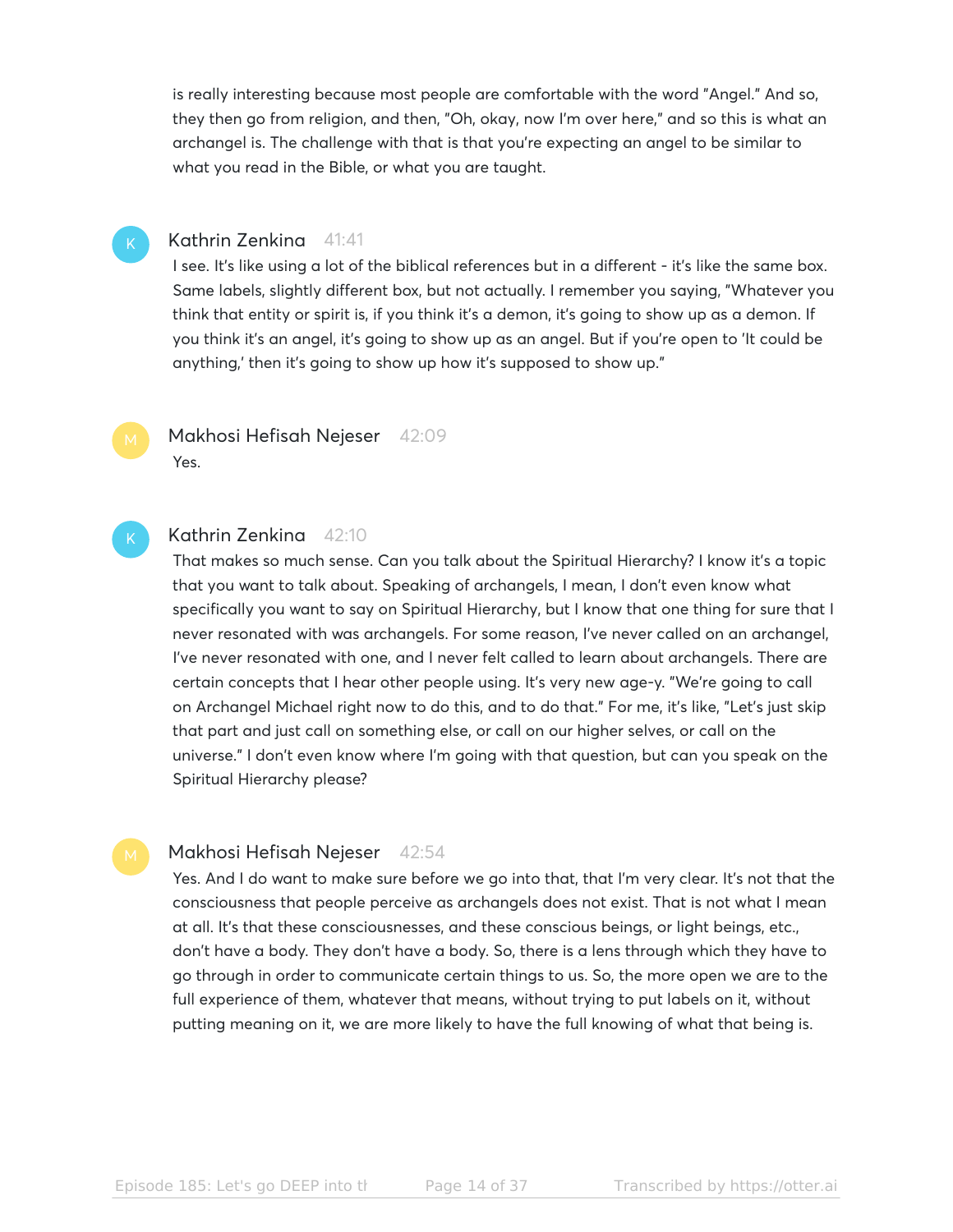is really interesting because most people are comfortable with the word "Angel." And so, they then go from religion, and then, "Oh, okay, now I'm over here," and so this is what an archangel is. The challenge with that is that you're expecting an angel to be similar to what you read in the Bible, or what you are taught.

**Kathrin Zenkina** 41:41

I see. It's like using a lot of the biblical references but in a different - it's like the same box. Same labels, slightly different box, but not actually. I remember you saying, "Whatever you think that entity or spirit is, if you think it's a demon, it's going to show up as a demon. If you think it's an angel, it's going to show up as an angel. But if you're open to 'It could be anything,' then it's going to show up how it's supposed to show up."

**Makhosi Hefisah Nejeser** 42:09

Yes.

**Kathrin Zenkina** 42:10

That makes so much sense. Can you talk about the Spiritual Hierarchy? I know it's a topic that you want to talk about. Speaking of archangels, I mean, I don't even know what specifically you want to say on Spiritual Hierarchy, but I know that one thing for sure that I never resonated with was archangels. For some reason, I've never called on an archangel, I've never resonated with one, and I never felt called to learn about archangels. There are certain concepts that I hear other people using. It's very new age-y. "We're going to call on Archangel Michael right now to do this, and to do that." For me, it's like, "Let's just skip that part and just call on something else, or call on our higher selves, or call on the universe." I don't even know where I'm going with that question, but can you speak on the Spiritual Hierarchy please?

**Makhosi Hefisah Nejeser** 42:54

Yes. And I do want to make sure before we go into that, that I'm very clear. It's not that the consciousness that people perceive as archangels does not exist. That is not what I mean at all. It's that these consciousnesses, and these conscious beings, or light beings, etc., don't have a body. They don't have a body. So, there is a lens through which they have to go through in order to communicate certain things to us. So, the more open we are to the full experience of them, whatever that means, without trying to put labels on it, without putting meaning on it, we are more likely to have the full knowing of what that being is.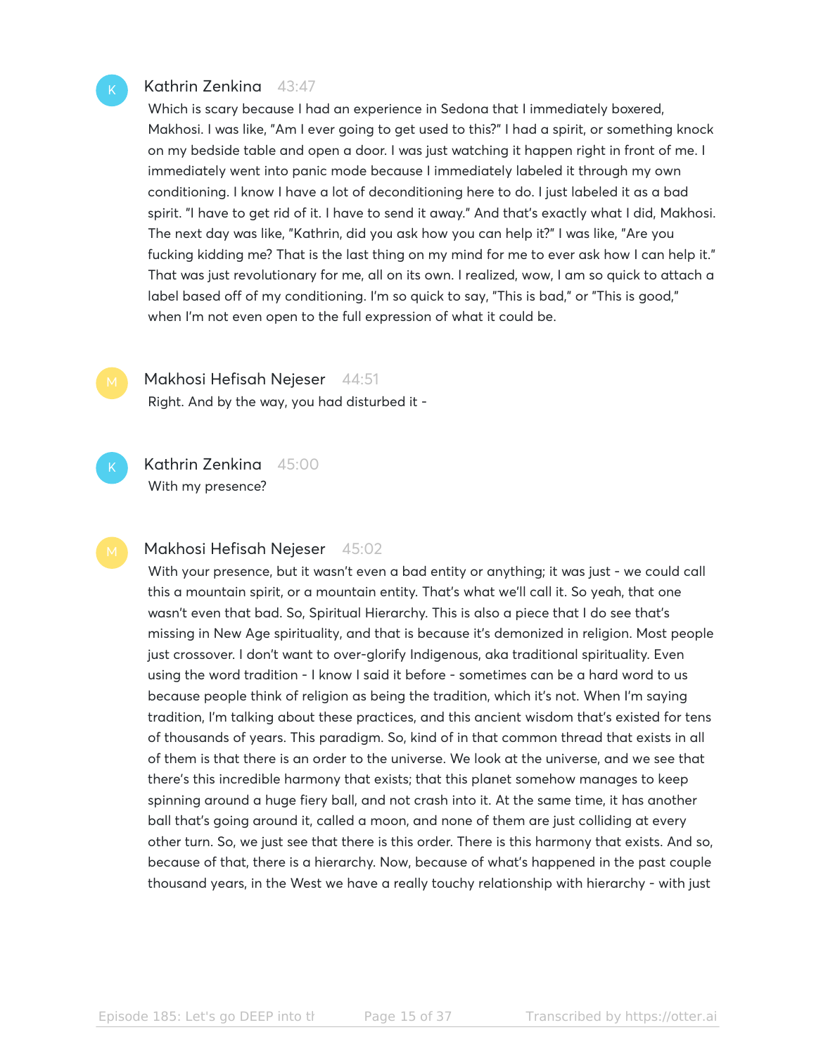**Kathrin Zenkina** 43:47

Which is scary because I had an experience in Sedona that I immediately boxered, Makhosi. I was like, "Am I ever going to get used to this?" I had a spirit, or something knock on my bedside table and open a door. I was just watching it happen right in front of me. I immediately went into panic mode because I immediately labeled it through my own conditioning. I know I have a lot of deconditioning here to do. I just labeled it as a bad spirit. "I have to get rid of it. I have to send it away." And that's exactly what I did, Makhosi. The next day was like, "Kathrin, did you ask how you can help it?" I was like, "Are you fucking kidding me? That is the last thing on my mind for me to ever ask how I can help it." That was just revolutionary for me, all on its own. I realized, wow, I am so quick to attach a label based off of my conditioning. I'm so quick to say, "This is bad," or "This is good," when I'm not even open to the full expression of what it could be.

**Makhosi Hefisah Nejeser** 44:51

Right. And by the way, you had disturbed it -

**Kathrin Zenkina** 45:00

With my presence?

**Makhosi Hefisah Nejeser** 45:02

With your presence, but it wasn't even a bad entity or anything; it was just - we could call this a mountain spirit, or a mountain entity. That's what we'll call it. So yeah, that one wasn't even that bad. So, Spiritual Hierarchy. This is also a piece that I do see that's missing in New Age spirituality, and that is because it's demonized in religion. Most people just crossover. I don't want to over-glorify Indigenous, aka traditional spirituality. Even using the word tradition - I know I said it before - sometimes can be a hard word to us because people think of religion as being the tradition, which it's not. When I'm saying tradition, I'm talking about these practices, and this ancient wisdom that's existed for tens of thousands of years. This paradigm. So, kind of in that common thread that exists in all of them is that there is an order to the universe. We look at the universe, and we see that there's this incredible harmony that exists; that this planet somehow manages to keep spinning around a huge fiery ball, and not crash into it. At the same time, it has another ball that's going around it, called a moon, and none of them are just colliding at every other turn. So, we just see that there is this order. There is this harmony that exists. And so, because of that, there is a hierarchy. Now, because of what's happened in the past couple thousand years, in the West we have a really touchy relationship with hierarchy - with just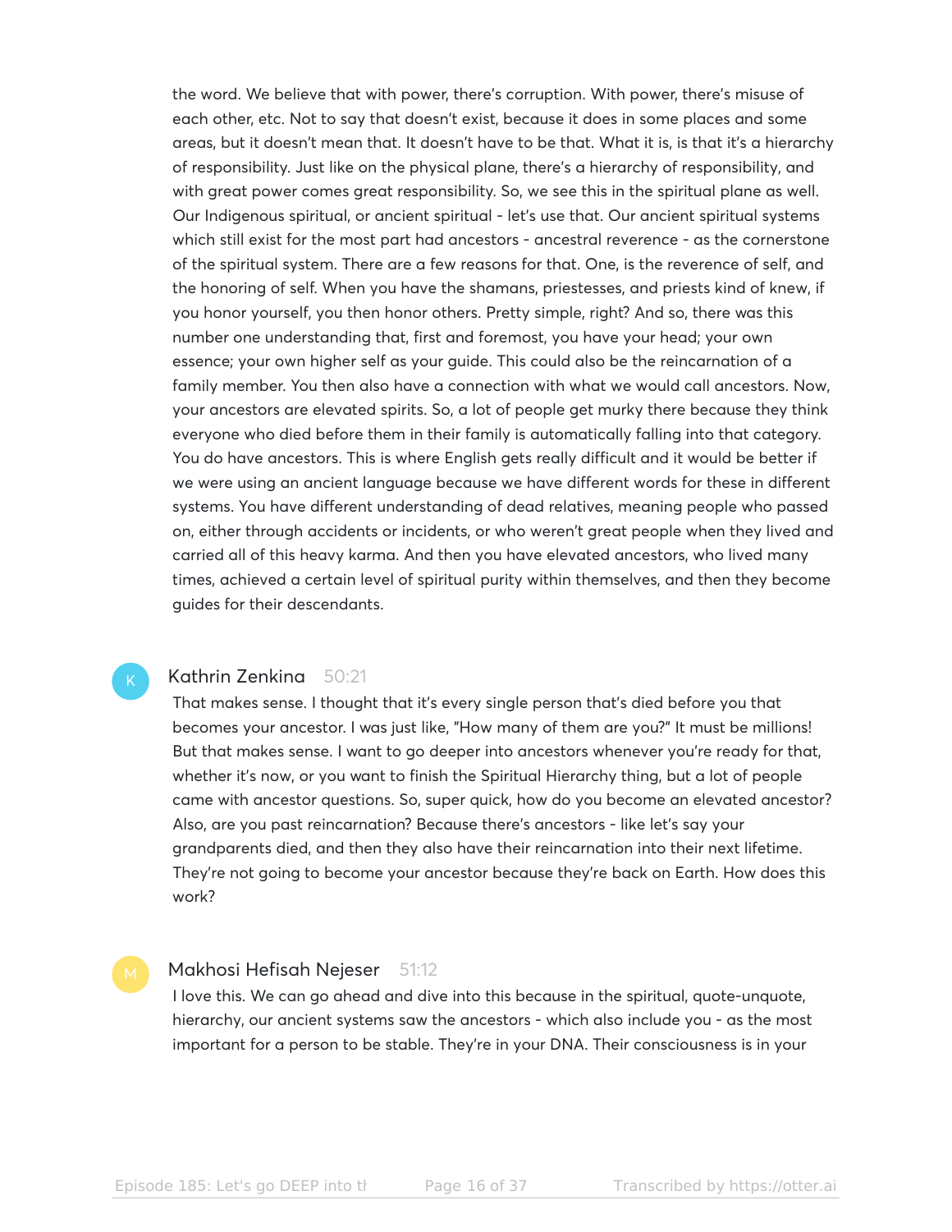the word. We believe that with power, there's corruption. With power, there's misuse of each other, etc. Not to say that doesn't exist, because it does in some places and some areas, but it doesn't mean that. It doesn't have to be that. What it is, is that it's a hierarchy of responsibility. Just like on the physical plane, there's a hierarchy of responsibility, and with great power comes great responsibility. So, we see this in the spiritual plane as well. Our Indigenous spiritual, or ancient spiritual - let's use that. Our ancient spiritual systems which still exist for the most part had ancestors - ancestral reverence - as the cornerstone of the spiritual system. There are a few reasons for that. One, is the reverence of self, and the honoring of self. When you have the shamans, priestesses, and priests kind of knew, if you honor yourself, you then honor others. Pretty simple, right? And so, there was this number one understanding that, first and foremost, you have your head; your own essence; your own higher self as your guide. This could also be the reincarnation of a family member. You then also have a connection with what we would call ancestors. Now, your ancestors are elevated spirits. So, a lot of people get murky there because they think everyone who died before them in their family is automatically falling into that category. You do have ancestors. This is where English gets really difficult and it would be better if we were using an ancient language because we have different words for these in different systems. You have different understanding of dead relatives, meaning people who passed on, either through accidents or incidents, or who weren't great people when they lived and carried all of this heavy karma. And then you have elevated ancestors, who lived many times, achieved a certain level of spiritual purity within themselves, and then they become guides for their descendants.

**Kathrin Zenkina** 50:21

That makes sense. I thought that it's every single person that's died before you that becomes your ancestor. I was just like, "How many of them are you?" It must be millions! But that makes sense. I want to go deeper into ancestors whenever you're ready for that, whether it's now, or you want to finish the Spiritual Hierarchy thing, but a lot of people came with ancestor questions. So, super quick, how do you become an elevated ancestor? Also, are you past reincarnation? Because there's ancestors - like let's say your grandparents died, and then they also have their reincarnation into their next lifetime. They're not going to become your ancestor because they're back on Earth. How does this work?

**Makhosi Hefisah Nejeser** 51:12

I love this. We can go ahead and dive into this because in the spiritual, quote-unquote, hierarchy, our ancient systems saw the ancestors - which also include you - as the most important for a person to be stable. They're in your DNA. Their consciousness is in your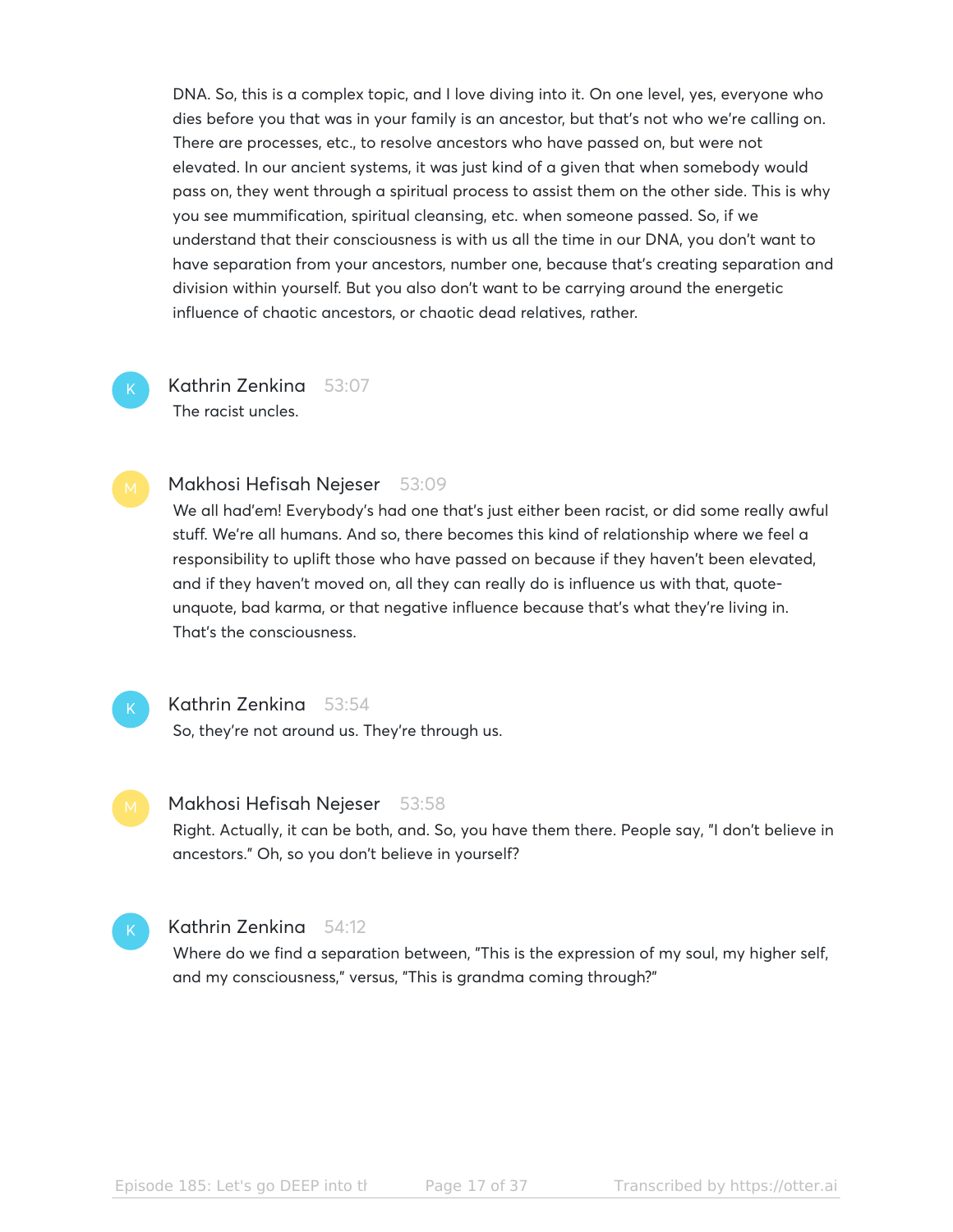DNA. So, this is a complex topic, and I love diving into it. On one level, yes, everyone who dies before you that was in your family is an ancestor, but that's not who we're calling on. There are processes, etc., to resolve ancestors who have passed on, but were not elevated. In our ancient systems, it was just kind of a given that when somebody would pass on, they went through a spiritual process to assist them on the other side. This is why you see mummification, spiritual cleansing, etc. when someone passed. So, if we understand that their consciousness is with us all the time in our DNA, you don't want to have separation from your ancestors, number one, because that's creating separation and division within yourself. But you also don't want to be carrying around the energetic influence of chaotic ancestors, or chaotic dead relatives, rather.

**Kathrin Zenkina** 53:07
The racist uncles.

**Makhosi Hefisah Nejeser** 53:09
We all had'em! Everybody's had one that's just either been racist, or did some really awful stuff. We're all humans. And so, there becomes this kind of relationship where we feel a responsibility to uplift those who have passed on because if they haven't been elevated, and if they haven't moved on, all they can really do is influence us with that, quote-unquote, bad karma, or that negative influence because that's what they're living in. That's the consciousness.

**Kathrin Zenkina** 53:54
So, they're not around us. They're through us.

**Makhosi Hefisah Nejeser** 53:58
Right. Actually, it can be both, and. So, you have them there. People say, "I don't believe in ancestors." Oh, so you don't believe in yourself?

**Kathrin Zenkina** 54:12
Where do we find a separation between, "This is the expression of my soul, my higher self, and my consciousness," versus, "This is grandma coming through?"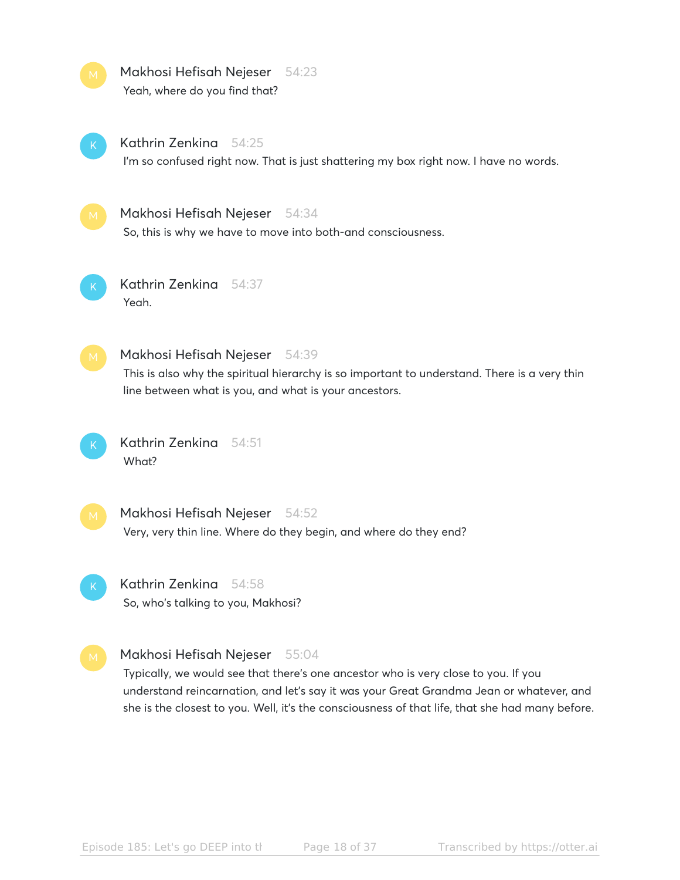**Makhosi Hefisah Nejeser** 54:23
Yeah, where do you find that?

**Kathrin Zenkina** 54:25
I'm so confused right now. That is just shattering my box right now. I have no words.

**Makhosi Hefisah Nejeser** 54:34
So, this is why we have to move into both-and consciousness.

**Kathrin Zenkina** 54:37
Yeah.

**Makhosi Hefisah Nejeser** 54:39
This is also why the spiritual hierarchy is so important to understand. There is a very thin line between what is you, and what is your ancestors.

**Kathrin Zenkina** 54:51
What?

**Makhosi Hefisah Nejeser** 54:52
Very, very thin line. Where do they begin, and where do they end?

**Kathrin Zenkina** 54:58
So, who's talking to you, Makhosi?

**Makhosi Hefisah Nejeser** 55:04
Typically, we would see that there's one ancestor who is very close to you. If you understand reincarnation, and let's say it was your Great Grandma Jean or whatever, and she is the closest to you. Well, it's the consciousness of that life, that she had many before.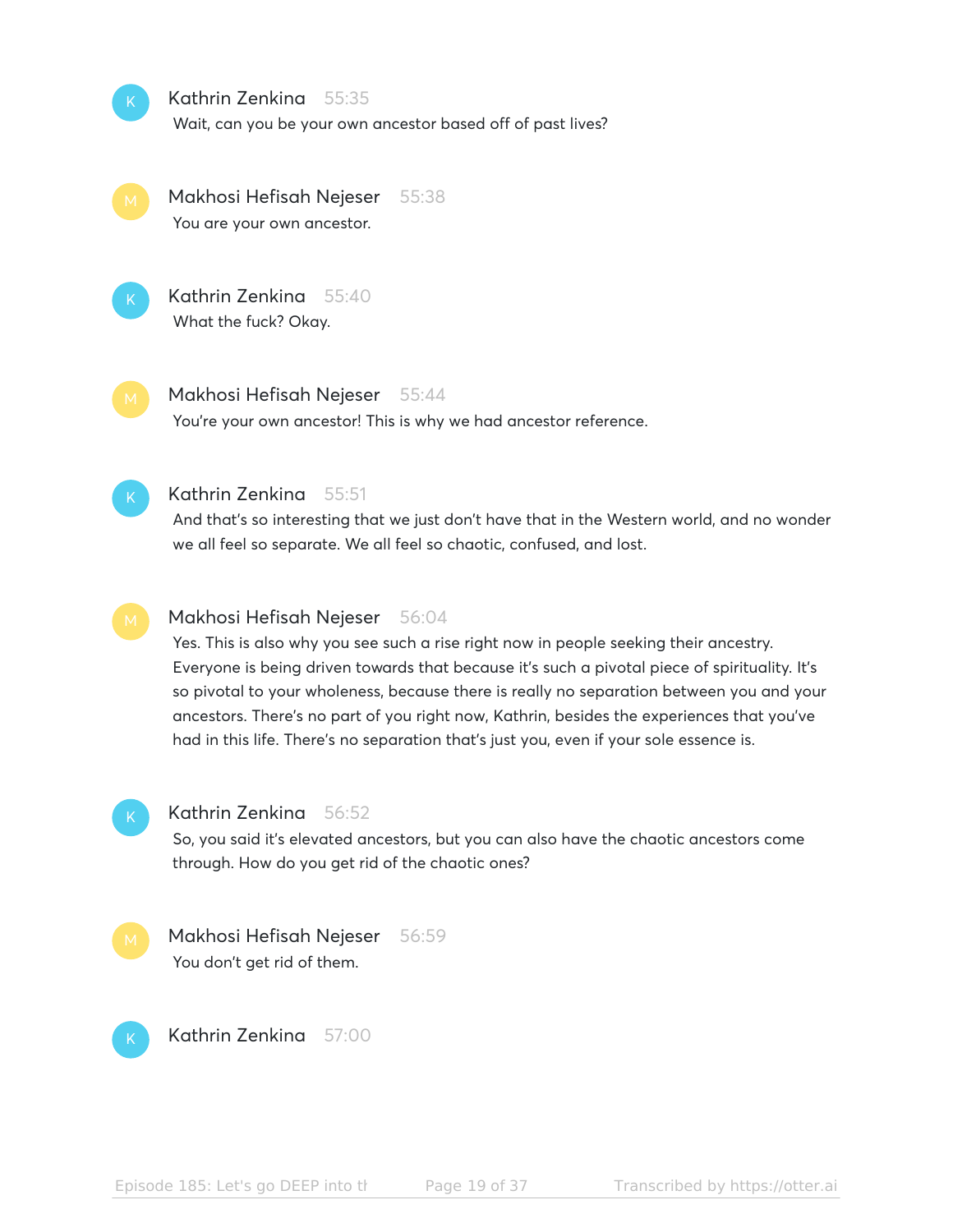**Kathrin Zenkina** 55:35
Wait, can you be your own ancestor based off of past lives?

**Makhosi Hefisah Nejeser** 55:38
You are your own ancestor.

**Kathrin Zenkina** 55:40
What the fuck? Okay.

**Makhosi Hefisah Nejeser** 55:44
You're your own ancestor! This is why we had ancestor reference.

**Kathrin Zenkina** 55:51
And that's so interesting that we just don't have that in the Western world, and no wonder we all feel so separate. We all feel so chaotic, confused, and lost.

**Makhosi Hefisah Nejeser** 56:04
Yes. This is also why you see such a rise right now in people seeking their ancestry. Everyone is being driven towards that because it's such a pivotal piece of spirituality. It's so pivotal to your wholeness, because there is really no separation between you and your ancestors. There's no part of you right now, Kathrin, besides the experiences that you've had in this life. There's no separation that's just you, even if your sole essence is.

**Kathrin Zenkina** 56:52
So, you said it's elevated ancestors, but you can also have the chaotic ancestors come through. How do you get rid of the chaotic ones?

**Makhosi Hefisah Nejeser** 56:59
You don't get rid of them.

**Kathrin Zenkina** 57:00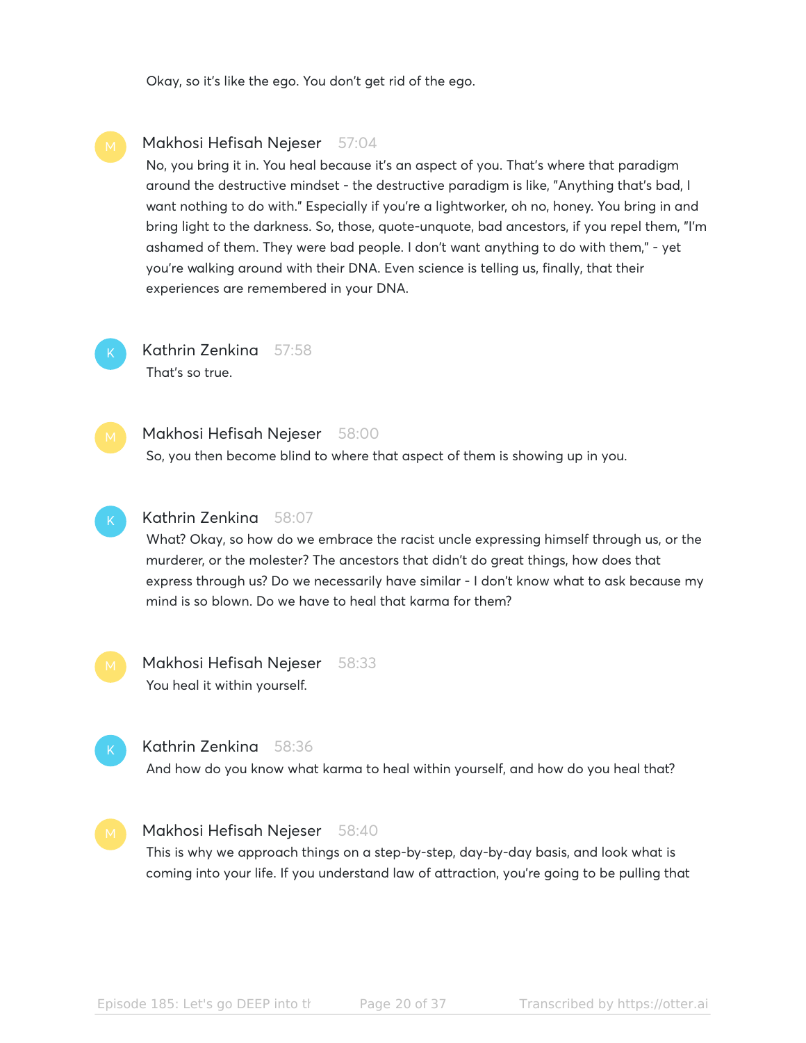Okay, so it's like the ego. You don't get rid of the ego.

**Makhosi Hefisah Nejeser** 57:04

No, you bring it in. You heal because it's an aspect of you. That's where that paradigm around the destructive mindset - the destructive paradigm is like, "Anything that's bad, I want nothing to do with." Especially if you're a lightworker, oh no, honey. You bring in and bring light to the darkness. So, those, quote-unquote, bad ancestors, if you repel them, "I'm ashamed of them. They were bad people. I don't want anything to do with them," - yet you're walking around with their DNA. Even science is telling us, finally, that their experiences are remembered in your DNA.

**Kathrin Zenkina** 57:58

That's so true.

**Makhosi Hefisah Nejeser** 58:00

So, you then become blind to where that aspect of them is showing up in you.

**Kathrin Zenkina** 58:07

What? Okay, so how do we embrace the racist uncle expressing himself through us, or the murderer, or the molester? The ancestors that didn't do great things, how does that express through us? Do we necessarily have similar - I don't know what to ask because my mind is so blown. Do we have to heal that karma for them?

**Makhosi Hefisah Nejeser** 58:33

You heal it within yourself.

**Kathrin Zenkina** 58:36

And how do you know what karma to heal within yourself, and how do you heal that?

**Makhosi Hefisah Nejeser** 58:40

This is why we approach things on a step-by-step, day-by-day basis, and look what is coming into your life. If you understand law of attraction, you're going to be pulling that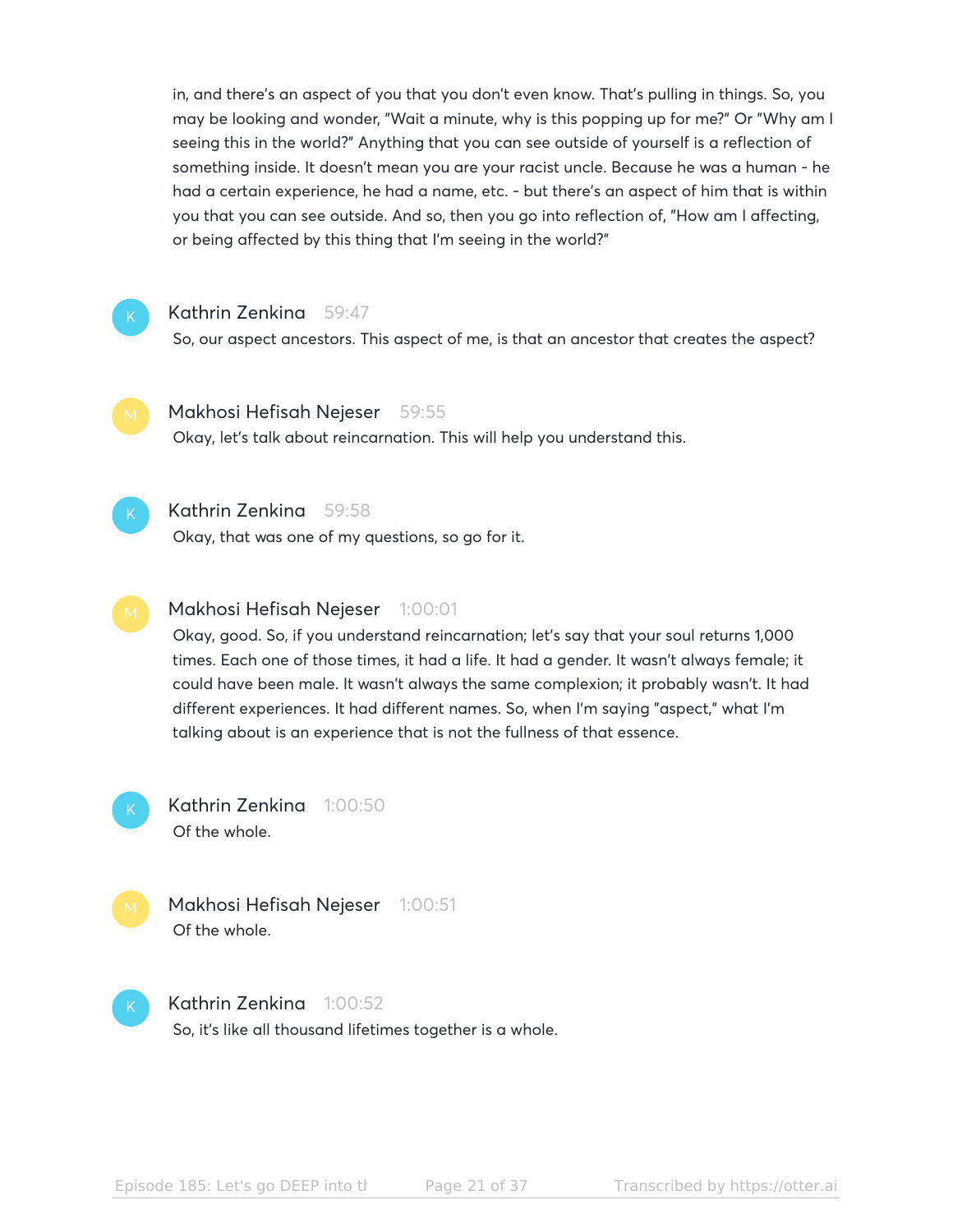in, and there's an aspect of you that you don't even know. That's pulling in things. So, you may be looking and wonder, "Wait a minute, why is this popping up for me?" Or "Why am I seeing this in the world?" Anything that you can see outside of yourself is a reflection of something inside. It doesn't mean you are your racist uncle. Because he was a human - he had a certain experience, he had a name, etc. - but there's an aspect of him that is within you that you can see outside. And so, then you go into reflection of, "How am I affecting, or being affected by this thing that I'm seeing in the world?"

**Kathrin Zenkina** 59:47
So, our aspect ancestors. This aspect of me, is that an ancestor that creates the aspect?

**Makhosi Hefisah Nejeser** 59:55
Okay, let's talk about reincarnation. This will help you understand this.

**Kathrin Zenkina** 59:58
Okay, that was one of my questions, so go for it.

**Makhosi Hefisah Nejeser** 1:00:01
Okay, good. So, if you understand reincarnation; let's say that your soul returns 1,000 times. Each one of those times, it had a life. It had a gender. It wasn't always female; it could have been male. It wasn't always the same complexion; it probably wasn't. It had different experiences. It had different names. So, when I'm saying "aspect," what I'm talking about is an experience that is not the fullness of that essence.

**Kathrin Zenkina** 1:00:50
Of the whole.

**Makhosi Hefisah Nejeser** 1:00:51
Of the whole.

**Kathrin Zenkina** 1:00:52
So, it's like all thousand lifetimes together is a whole.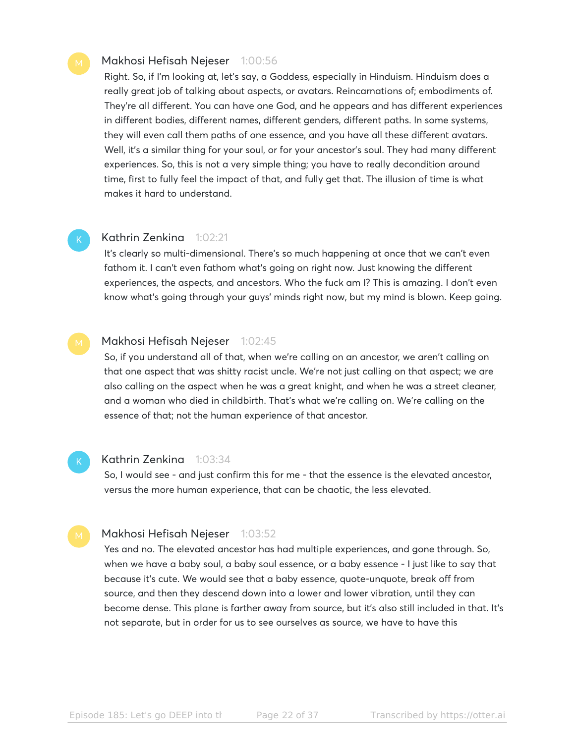**Makhosi Hefisah Nejeser** 1:00:56

Right. So, if I'm looking at, let's say, a Goddess, especially in Hinduism. Hinduism does a really great job of talking about aspects, or avatars. Reincarnations of; embodiments of. They're all different. You can have one God, and he appears and has different experiences in different bodies, different names, different genders, different paths. In some systems, they will even call them paths of one essence, and you have all these different avatars. Well, it's a similar thing for your soul, or for your ancestor's soul. They had many different experiences. So, this is not a very simple thing; you have to really decondition around time, first to fully feel the impact of that, and fully get that. The illusion of time is what makes it hard to understand.

**Kathrin Zenkina** 1:02:21

It's clearly so multi-dimensional. There's so much happening at once that we can't even fathom it. I can't even fathom what's going on right now. Just knowing the different experiences, the aspects, and ancestors. Who the fuck am I? This is amazing. I don't even know what's going through your guys' minds right now, but my mind is blown. Keep going.

**Makhosi Hefisah Nejeser** 1:02:45

So, if you understand all of that, when we're calling on an ancestor, we aren't calling on that one aspect that was shitty racist uncle. We're not just calling on that aspect; we are also calling on the aspect when he was a great knight, and when he was a street cleaner, and a woman who died in childbirth. That's what we're calling on. We're calling on the essence of that; not the human experience of that ancestor.

**Kathrin Zenkina** 1:03:34

So, I would see - and just confirm this for me - that the essence is the elevated ancestor, versus the more human experience, that can be chaotic, the less elevated.

**Makhosi Hefisah Nejeser** 1:03:52

Yes and no. The elevated ancestor has had multiple experiences, and gone through. So, when we have a baby soul, a baby soul essence, or a baby essence - I just like to say that because it's cute. We would see that a baby essence, quote-unquote, break off from source, and then they descend down into a lower and lower vibration, until they can become dense. This plane is farther away from source, but it's also still included in that. It's not separate, but in order for us to see ourselves as source, we have to have this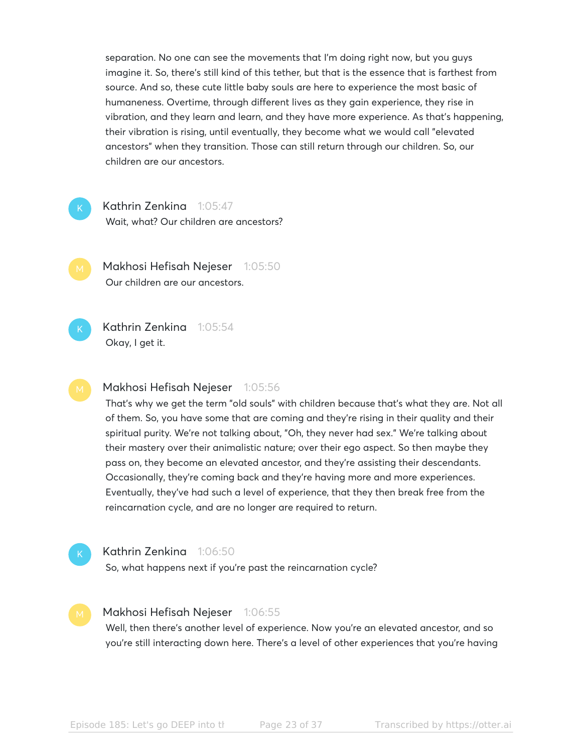separation. No one can see the movements that I'm doing right now, but you guys imagine it. So, there's still kind of this tether, but that is the essence that is farthest from source. And so, these cute little baby souls are here to experience the most basic of humaneness. Overtime, through different lives as they gain experience, they rise in vibration, and they learn and learn, and they have more experience. As that's happening, their vibration is rising, until eventually, they become what we would call "elevated ancestors" when they transition. Those can still return through our children. So, our children are our ancestors.

**Kathrin Zenkina** 1:05:47
Wait, what? Our children are ancestors?

**Makhosi Hefisah Nejeser** 1:05:50
Our children are our ancestors.

**Kathrin Zenkina** 1:05:54
Okay, I get it.

**Makhosi Hefisah Nejeser** 1:05:56
That's why we get the term "old souls" with children because that's what they are. Not all of them. So, you have some that are coming and they're rising in their quality and their spiritual purity. We're not talking about, "Oh, they never had sex." We're talking about their mastery over their animalistic nature; over their ego aspect. So then maybe they pass on, they become an elevated ancestor, and they're assisting their descendants. Occasionally, they're coming back and they're having more and more experiences. Eventually, they've had such a level of experience, that they then break free from the reincarnation cycle, and are no longer are required to return.

**Kathrin Zenkina** 1:06:50
So, what happens next if you're past the reincarnation cycle?

**Makhosi Hefisah Nejeser** 1:06:55
Well, then there's another level of experience. Now you're an elevated ancestor, and so you're still interacting down here. There's a level of other experiences that you're having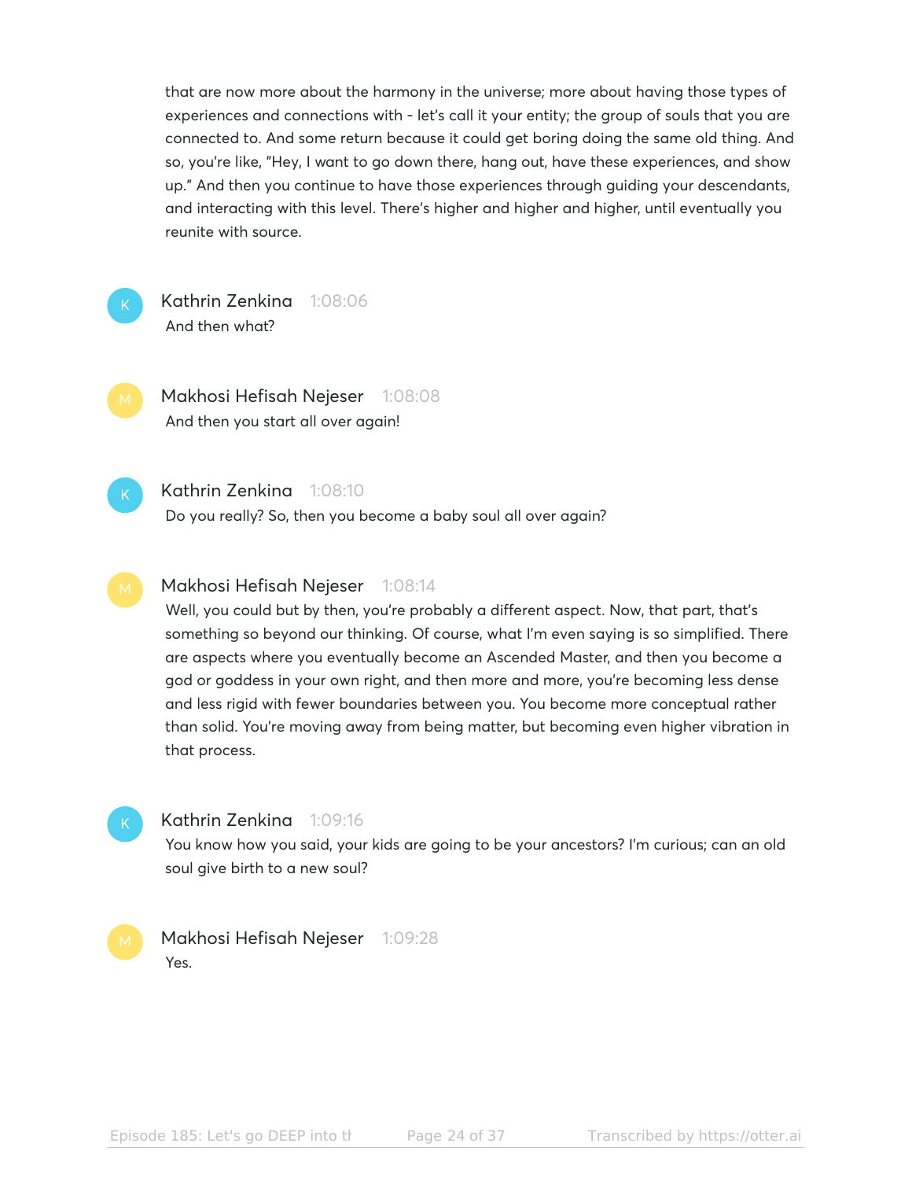that are now more about the harmony in the universe; more about having those types of experiences and connections with - let's call it your entity; the group of souls that you are connected to. And some return because it could get boring doing the same old thing. And so, you're like, "Hey, I want to go down there, hang out, have these experiences, and show up." And then you continue to have those experiences through guiding your descendants, and interacting with this level. There's higher and higher and higher, until eventually you reunite with source.

**Kathrin Zenkina** 1:08:06
And then what?

**Makhosi Hefisah Nejeser** 1:08:08
And then you start all over again!

**Kathrin Zenkina** 1:08:10
Do you really? So, then you become a baby soul all over again?

**Makhosi Hefisah Nejeser** 1:08:14
Well, you could but by then, you're probably a different aspect. Now, that part, that's something so beyond our thinking. Of course, what I'm even saying is so simplified. There are aspects where you eventually become an Ascended Master, and then you become a god or goddess in your own right, and then more and more, you're becoming less dense and less rigid with fewer boundaries between you. You become more conceptual rather than solid. You're moving away from being matter, but becoming even higher vibration in that process.

**Kathrin Zenkina** 1:09:16
You know how you said, your kids are going to be your ancestors? I'm curious; can an old soul give birth to a new soul?

**Makhosi Hefisah Nejeser** 1:09:28
Yes.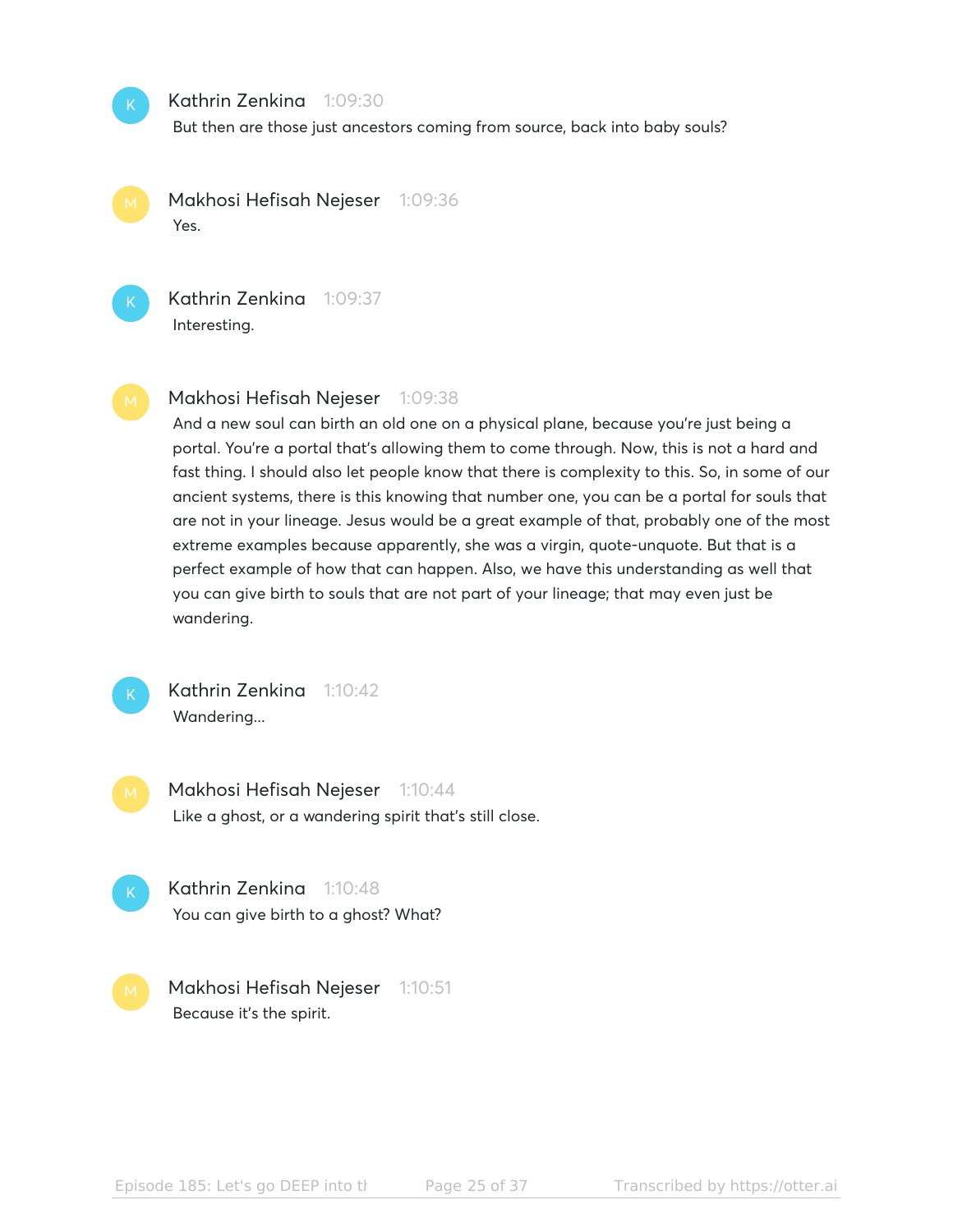**Kathrin Zenkina** 1:09:30
But then are those just ancestors coming from source, back into baby souls?

**Makhosi Hefisah Nejeser** 1:09:36
Yes.

**Kathrin Zenkina** 1:09:37
Interesting.

**Makhosi Hefisah Nejeser** 1:09:38
And a new soul can birth an old one on a physical plane, because you're just being a portal. You're a portal that's allowing them to come through. Now, this is not a hard and fast thing. I should also let people know that there is complexity to this. So, in some of our ancient systems, there is this knowing that number one, you can be a portal for souls that are not in your lineage. Jesus would be a great example of that, probably one of the most extreme examples because apparently, she was a virgin, quote-unquote. But that is a perfect example of how that can happen. Also, we have this understanding as well that you can give birth to souls that are not part of your lineage; that may even just be wandering.

**Kathrin Zenkina** 1:10:42
Wandering...

**Makhosi Hefisah Nejeser** 1:10:44
Like a ghost, or a wandering spirit that's still close.

**Kathrin Zenkina** 1:10:48
You can give birth to a ghost? What?

**Makhosi Hefisah Nejeser** 1:10:51
Because it's the spirit.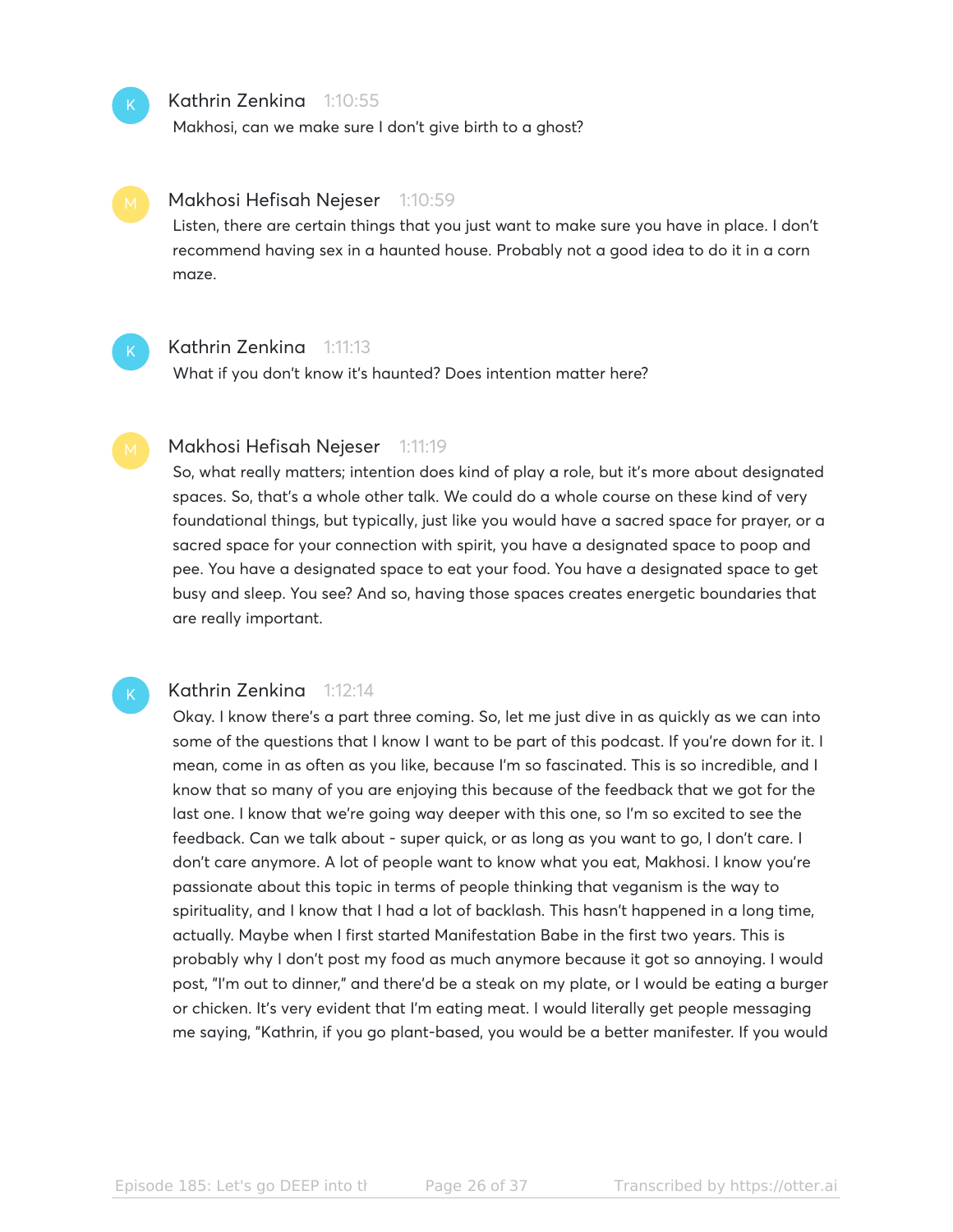**Kathrin Zenkina** 1:10:55

Makhosi, can we make sure I don't give birth to a ghost?

**Makhosi Hefisah Nejeser** 1:10:59

Listen, there are certain things that you just want to make sure you have in place. I don't recommend having sex in a haunted house. Probably not a good idea to do it in a corn maze.

**Kathrin Zenkina** 1:11:13

What if you don't know it's haunted? Does intention matter here?

**Makhosi Hefisah Nejeser** 1:11:19

So, what really matters; intention does kind of play a role, but it's more about designated spaces. So, that's a whole other talk. We could do a whole course on these kind of very foundational things, but typically, just like you would have a sacred space for prayer, or a sacred space for your connection with spirit, you have a designated space to poop and pee. You have a designated space to eat your food. You have a designated space to get busy and sleep. You see? And so, having those spaces creates energetic boundaries that are really important.

**Kathrin Zenkina** 1:12:14

Okay. I know there's a part three coming. So, let me just dive in as quickly as we can into some of the questions that I know I want to be part of this podcast. If you're down for it. I mean, come in as often as you like, because I'm so fascinated. This is so incredible, and I know that so many of you are enjoying this because of the feedback that we got for the last one. I know that we're going way deeper with this one, so I'm so excited to see the feedback. Can we talk about - super quick, or as long as you want to go, I don't care. I don't care anymore. A lot of people want to know what you eat, Makhosi. I know you're passionate about this topic in terms of people thinking that veganism is the way to spirituality, and I know that I had a lot of backlash. This hasn't happened in a long time, actually. Maybe when I first started Manifestation Babe in the first two years. This is probably why I don't post my food as much anymore because it got so annoying. I would post, "I'm out to dinner," and there'd be a steak on my plate, or I would be eating a burger or chicken. It's very evident that I'm eating meat. I would literally get people messaging me saying, "Kathrin, if you go plant-based, you would be a better manifester. If you would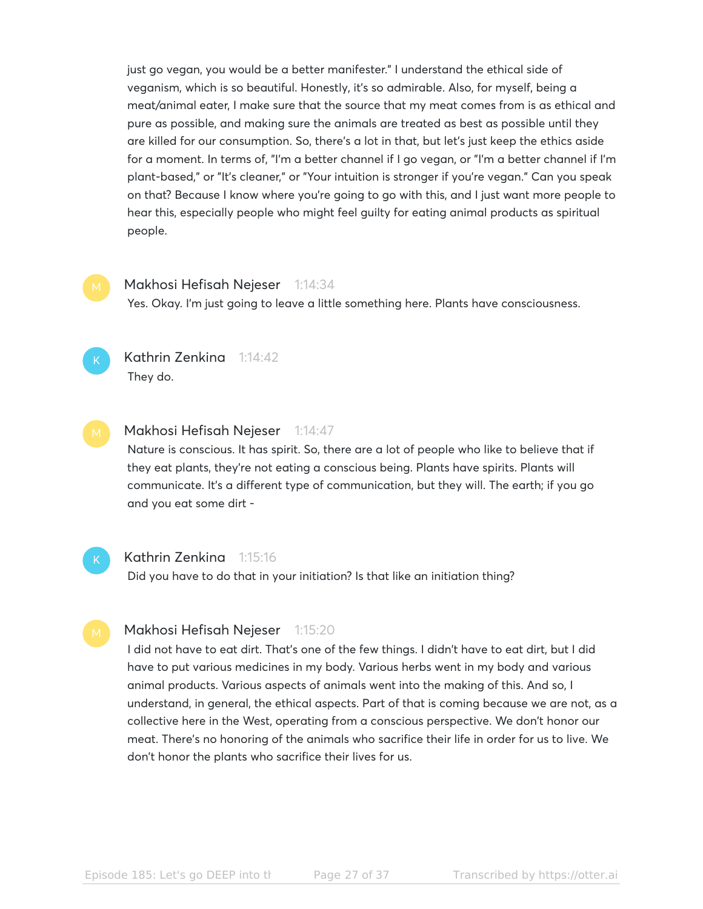just go vegan, you would be a better manifester." I understand the ethical side of veganism, which is so beautiful. Honestly, it's so admirable. Also, for myself, being a meat/animal eater, I make sure that the source that my meat comes from is as ethical and pure as possible, and making sure the animals are treated as best as possible until they are killed for our consumption. So, there's a lot in that, but let's just keep the ethics aside for a moment. In terms of, "I'm a better channel if I go vegan, or "I'm a better channel if I'm plant-based," or "It's cleaner," or "Your intuition is stronger if you're vegan." Can you speak on that? Because I know where you're going to go with this, and I just want more people to hear this, especially people who might feel guilty for eating animal products as spiritual people.

**Makhosi Hefisah Nejeser** 1:14:34
Yes. Okay. I'm just going to leave a little something here. Plants have consciousness.

**Kathrin Zenkina** 1:14:42
They do.

**Makhosi Hefisah Nejeser** 1:14:47
Nature is conscious. It has spirit. So, there are a lot of people who like to believe that if they eat plants, they're not eating a conscious being. Plants have spirits. Plants will communicate. It's a different type of communication, but they will. The earth; if you go and you eat some dirt -

**Kathrin Zenkina** 1:15:16
Did you have to do that in your initiation? Is that like an initiation thing?

**Makhosi Hefisah Nejeser** 1:15:20
I did not have to eat dirt. That's one of the few things. I didn't have to eat dirt, but I did have to put various medicines in my body. Various herbs went in my body and various animal products. Various aspects of animals went into the making of this. And so, I understand, in general, the ethical aspects. Part of that is coming because we are not, as a collective here in the West, operating from a conscious perspective. We don't honor our meat. There's no honoring of the animals who sacrifice their life in order for us to live. We don't honor the plants who sacrifice their lives for us.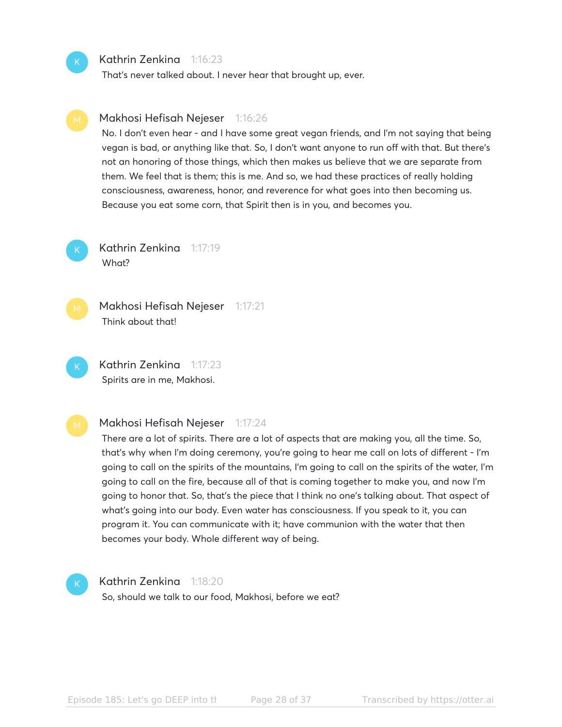**Kathrin Zenkina** 1:16:23
That's never talked about. I never hear that brought up, ever.

**Makhosi Hefisah Nejeser** 1:16:26
No. I don't even hear - and I have some great vegan friends, and I'm not saying that being vegan is bad, or anything like that. So, I don't want anyone to run off with that. But there's not an honoring of those things, which then makes us believe that we are separate from them. We feel that is them; this is me. And so, we had these practices of really holding consciousness, awareness, honor, and reverence for what goes into then becoming us. Because you eat some corn, that Spirit then is in you, and becomes you.

**Kathrin Zenkina** 1:17:19
What?

**Makhosi Hefisah Nejeser** 1:17:21
Think about that!

**Kathrin Zenkina** 1:17:23
Spirits are in me, Makhosi.

**Makhosi Hefisah Nejeser** 1:17:24
There are a lot of spirits. There are a lot of aspects that are making you, all the time. So, that's why when I'm doing ceremony, you're going to hear me call on lots of different - I'm going to call on the spirits of the mountains, I'm going to call on the spirits of the water, I'm going to call on the fire, because all of that is coming together to make you, and now I'm going to honor that. So, that's the piece that I think no one's talking about. That aspect of what's going into our body. Even water has consciousness. If you speak to it, you can program it. You can communicate with it; have communion with the water that then becomes your body. Whole different way of being.

**Kathrin Zenkina** 1:18:20
So, should we talk to our food, Makhosi, before we eat?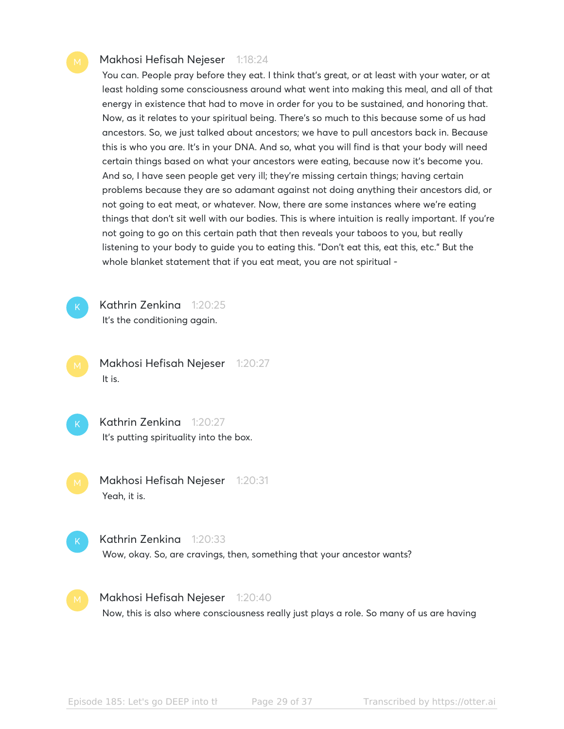**Makhosi Hefisah Nejeser** 1:18:24

You can. People pray before they eat. I think that's great, or at least with your water, or at least holding some consciousness around what went into making this meal, and all of that energy in existence that had to move in order for you to be sustained, and honoring that. Now, as it relates to your spiritual being. There's so much to this because some of us had ancestors. So, we just talked about ancestors; we have to pull ancestors back in. Because this is who you are. It's in your DNA. And so, what you will find is that your body will need certain things based on what your ancestors were eating, because now it's become you. And so, I have seen people get very ill; they're missing certain things; having certain problems because they are so adamant against not doing anything their ancestors did, or not going to eat meat, or whatever. Now, there are some instances where we're eating things that don't sit well with our bodies. This is where intuition is really important. If you're not going to go on this certain path that then reveals your taboos to you, but really listening to your body to guide you to eating this. "Don't eat this, eat this, etc." But the whole blanket statement that if you eat meat, you are not spiritual -

**Kathrin Zenkina** 1:20:25

It's the conditioning again.

**Makhosi Hefisah Nejeser** 1:20:27

It is.

**Kathrin Zenkina** 1:20:27

It's putting spirituality into the box.

**Makhosi Hefisah Nejeser** 1:20:31

Yeah, it is.

**Kathrin Zenkina** 1:20:33

Wow, okay. So, are cravings, then, something that your ancestor wants?

**Makhosi Hefisah Nejeser** 1:20:40

Now, this is also where consciousness really just plays a role. So many of us are having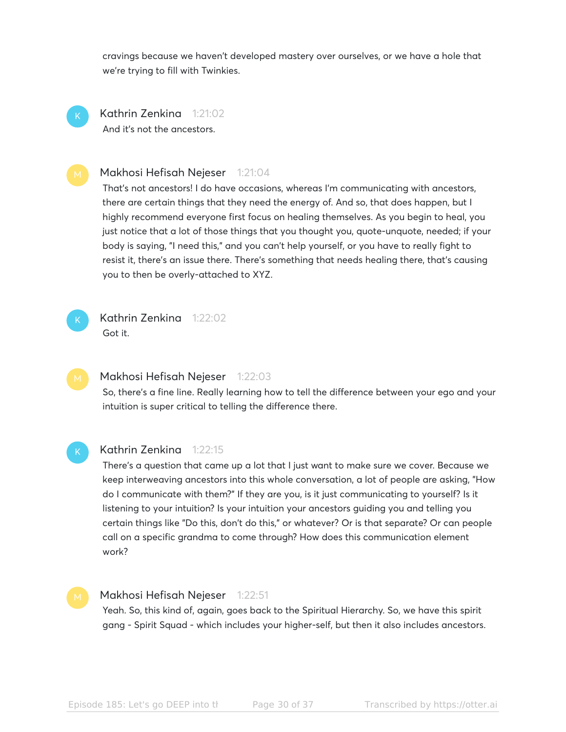cravings because we haven't developed mastery over ourselves, or we have a hole that we're trying to fill with Twinkies.

**Kathrin Zenkina** 1:21:02
And it's not the ancestors.

**Makhosi Hefisah Nejeser** 1:21:04
That's not ancestors! I do have occasions, whereas I'm communicating with ancestors, there are certain things that they need the energy of. And so, that does happen, but I highly recommend everyone first focus on healing themselves. As you begin to heal, you just notice that a lot of those things that you thought you, quote-unquote, needed; if your body is saying, "I need this," and you can't help yourself, or you have to really fight to resist it, there's an issue there. There's something that needs healing there, that's causing you to then be overly-attached to XYZ.

**Kathrin Zenkina** 1:22:02
Got it.

**Makhosi Hefisah Nejeser** 1:22:03
So, there's a fine line. Really learning how to tell the difference between your ego and your intuition is super critical to telling the difference there.

**Kathrin Zenkina** 1:22:15
There's a question that came up a lot that I just want to make sure we cover. Because we keep interweaving ancestors into this whole conversation, a lot of people are asking, "How do I communicate with them?" If they are you, is it just communicating to yourself? Is it listening to your intuition? Is your intuition your ancestors guiding you and telling you certain things like "Do this, don't do this," or whatever? Or is that separate? Or can people call on a specific grandma to come through? How does this communication element work?

**Makhosi Hefisah Nejeser** 1:22:51
Yeah. So, this kind of, again, goes back to the Spiritual Hierarchy. So, we have this spirit gang - Spirit Squad - which includes your higher-self, but then it also includes ancestors.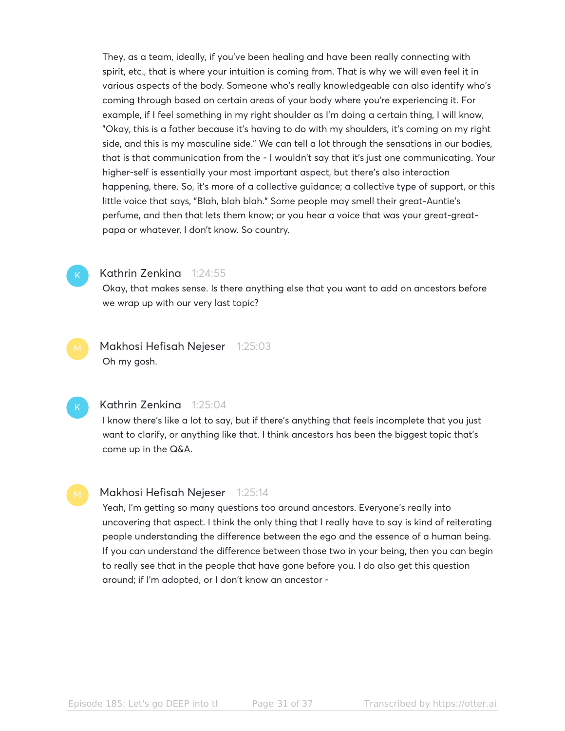They, as a team, ideally, if you've been healing and have been really connecting with spirit, etc., that is where your intuition is coming from. That is why we will even feel it in various aspects of the body. Someone who's really knowledgeable can also identify who's coming through based on certain areas of your body where you're experiencing it. For example, if I feel something in my right shoulder as I'm doing a certain thing, I will know, "Okay, this is a father because it's having to do with my shoulders, it's coming on my right side, and this is my masculine side." We can tell a lot through the sensations in our bodies, that is that communication from the - I wouldn't say that it's just one communicating. Your higher-self is essentially your most important aspect, but there's also interaction happening, there. So, it's more of a collective guidance; a collective type of support, or this little voice that says, "Blah, blah blah." Some people may smell their great-Auntie's perfume, and then that lets them know; or you hear a voice that was your great-great-papa or whatever, I don't know. So country.

**Kathrin Zenkina** 1:24:55

Okay, that makes sense. Is there anything else that you want to add on ancestors before we wrap up with our very last topic?

**Makhosi Hefisah Nejeser** 1:25:03

Oh my gosh.

**Kathrin Zenkina** 1:25:04

I know there's like a lot to say, but if there's anything that feels incomplete that you just want to clarify, or anything like that. I think ancestors has been the biggest topic that's come up in the Q&A.

**Makhosi Hefisah Nejeser** 1:25:14

Yeah, I'm getting so many questions too around ancestors. Everyone's really into uncovering that aspect. I think the only thing that I really have to say is kind of reiterating people understanding the difference between the ego and the essence of a human being. If you can understand the difference between those two in your being, then you can begin to really see that in the people that have gone before you. I do also get this question around; if I'm adopted, or I don't know an ancestor -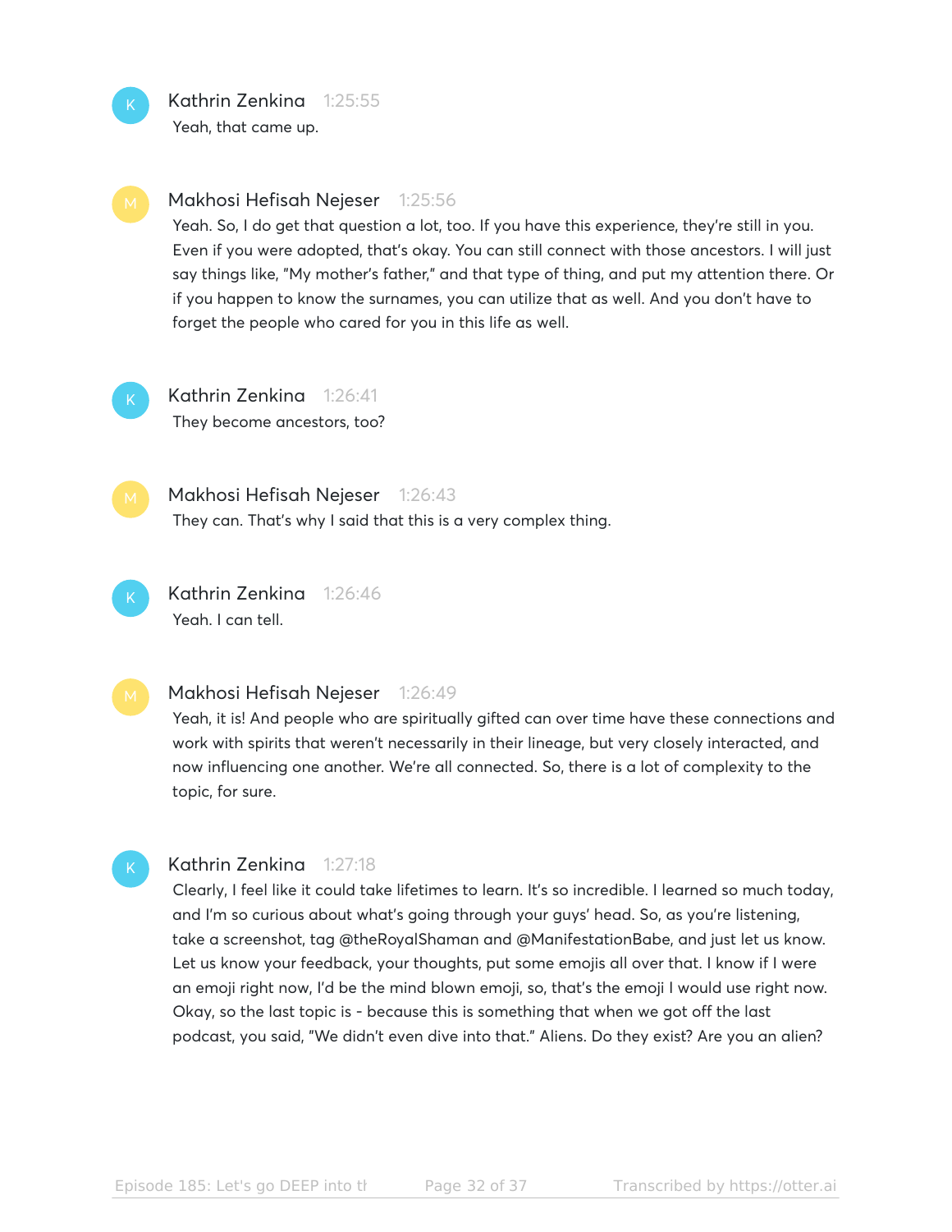**Kathrin Zenkina** 1:25:55
Yeah, that came up.

**Makhosi Hefisah Nejeser** 1:25:56
Yeah. So, I do get that question a lot, too. If you have this experience, they're still in you. Even if you were adopted, that's okay. You can still connect with those ancestors. I will just say things like, "My mother's father," and that type of thing, and put my attention there. Or if you happen to know the surnames, you can utilize that as well. And you don't have to forget the people who cared for you in this life as well.

**Kathrin Zenkina** 1:26:41
They become ancestors, too?

**Makhosi Hefisah Nejeser** 1:26:43
They can. That's why I said that this is a very complex thing.

**Kathrin Zenkina** 1:26:46
Yeah. I can tell.

**Makhosi Hefisah Nejeser** 1:26:49
Yeah, it is! And people who are spiritually gifted can over time have these connections and work with spirits that weren't necessarily in their lineage, but very closely interacted, and now influencing one another. We're all connected. So, there is a lot of complexity to the topic, for sure.

**Kathrin Zenkina** 1:27:18
Clearly, I feel like it could take lifetimes to learn. It's so incredible. I learned so much today, and I'm so curious about what's going through your guys' head. So, as you're listening, take a screenshot, tag @theRoyalShaman and @ManifestationBabe, and just let us know. Let us know your feedback, your thoughts, put some emojis all over that. I know if I were an emoji right now, I'd be the mind blown emoji, so, that's the emoji I would use right now. Okay, so the last topic is - because this is something that when we got off the last podcast, you said, "We didn't even dive into that." Aliens. Do they exist? Are you an alien?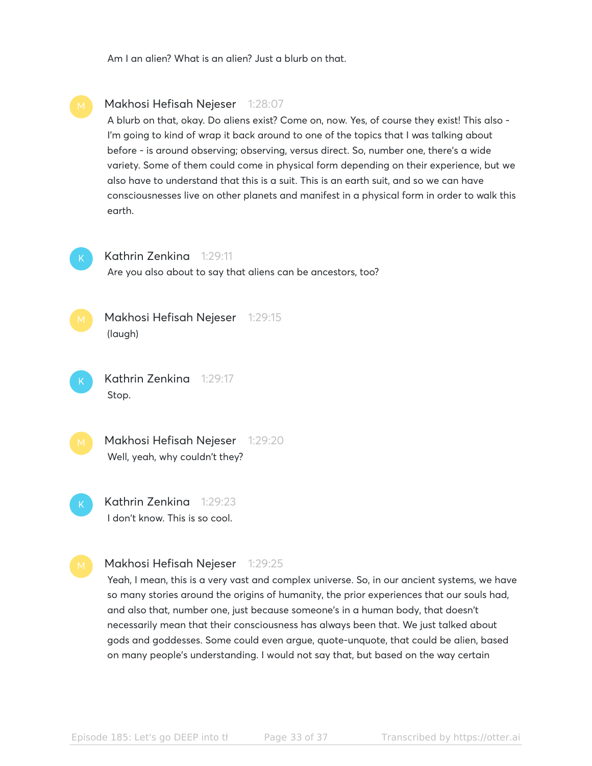Am I an alien? What is an alien? Just a blurb on that.

**Makhosi Hefisah Nejeser** 1:28:07

A blurb on that, okay. Do aliens exist? Come on, now. Yes, of course they exist! This also - I'm going to kind of wrap it back around to one of the topics that I was talking about before - is around observing; observing, versus direct. So, number one, there's a wide variety. Some of them could come in physical form depending on their experience, but we also have to understand that this is a suit. This is an earth suit, and so we can have consciousnesses live on other planets and manifest in a physical form in order to walk this earth.

**Kathrin Zenkina** 1:29:11

Are you also about to say that aliens can be ancestors, too?

**Makhosi Hefisah Nejeser** 1:29:15

(laugh)

**Kathrin Zenkina** 1:29:17

Stop.

**Makhosi Hefisah Nejeser** 1:29:20

Well, yeah, why couldn't they?

**Kathrin Zenkina** 1:29:23

I don't know. This is so cool.

**Makhosi Hefisah Nejeser** 1:29:25

Yeah, I mean, this is a very vast and complex universe. So, in our ancient systems, we have so many stories around the origins of humanity, the prior experiences that our souls had, and also that, number one, just because someone's in a human body, that doesn't necessarily mean that their consciousness has always been that. We just talked about gods and goddesses. Some could even argue, quote-unquote, that could be alien, based on many people's understanding. I would not say that, but based on the way certain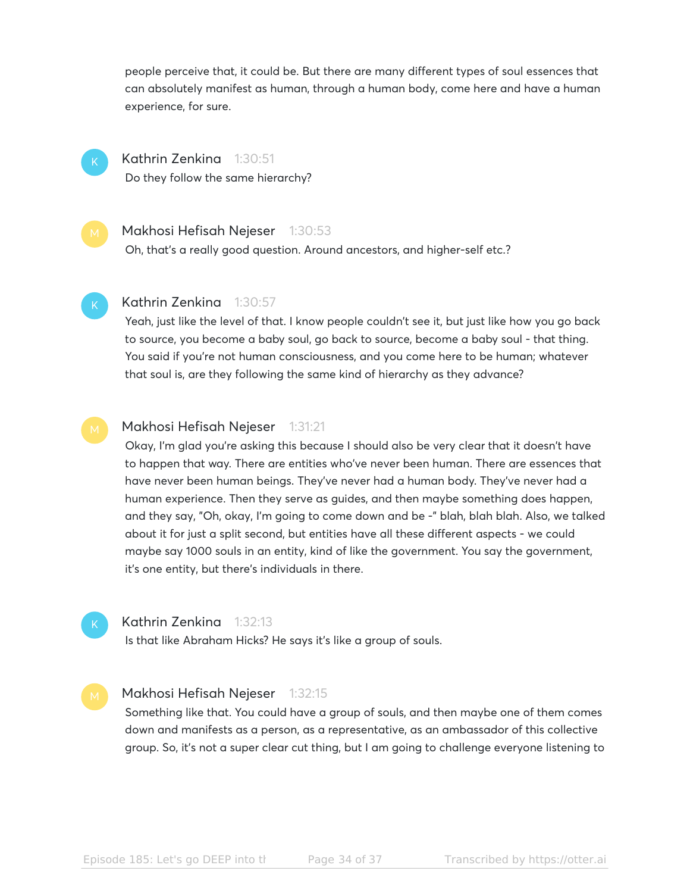people perceive that, it could be. But there are many different types of soul essences that can absolutely manifest as human, through a human body, come here and have a human experience, for sure.

**Kathrin Zenkina** 1:30:51
Do they follow the same hierarchy?

**Makhosi Hefisah Nejeser** 1:30:53
Oh, that's a really good question. Around ancestors, and higher-self etc.?

**Kathrin Zenkina** 1:30:57
Yeah, just like the level of that. I know people couldn't see it, but just like how you go back to source, you become a baby soul, go back to source, become a baby soul - that thing. You said if you're not human consciousness, and you come here to be human; whatever that soul is, are they following the same kind of hierarchy as they advance?

**Makhosi Hefisah Nejeser** 1:31:21
Okay, I'm glad you're asking this because I should also be very clear that it doesn't have to happen that way. There are entities who've never been human. There are essences that have never been human beings. They've never had a human body. They've never had a human experience. Then they serve as guides, and then maybe something does happen, and they say, "Oh, okay, I'm going to come down and be -" blah, blah blah. Also, we talked about it for just a split second, but entities have all these different aspects - we could maybe say 1000 souls in an entity, kind of like the government. You say the government, it's one entity, but there's individuals in there.

**Kathrin Zenkina** 1:32:13
Is that like Abraham Hicks? He says it's like a group of souls.

**Makhosi Hefisah Nejeser** 1:32:15
Something like that. You could have a group of souls, and then maybe one of them comes down and manifests as a person, as a representative, as an ambassador of this collective group. So, it's not a super clear cut thing, but I am going to challenge everyone listening to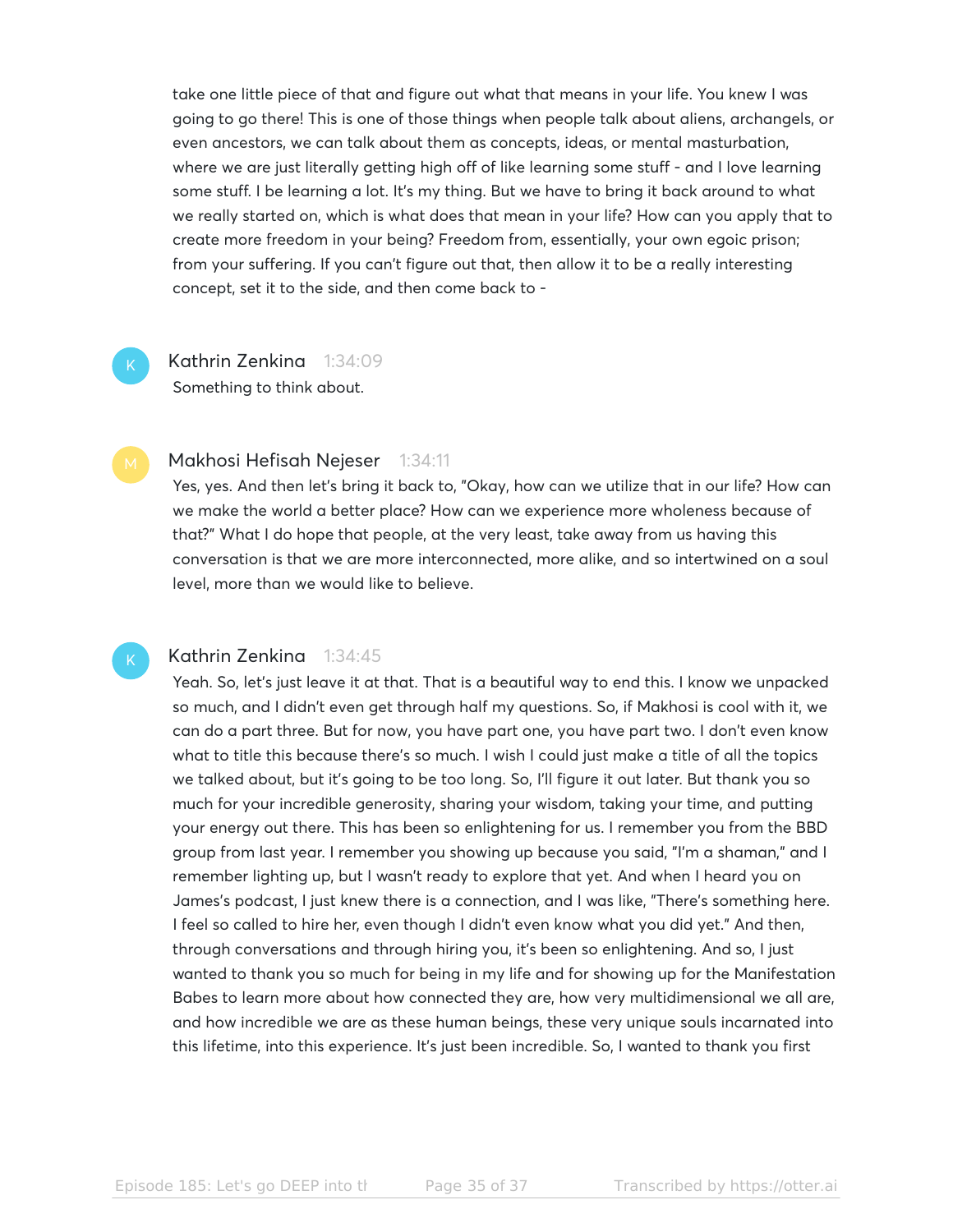take one little piece of that and figure out what that means in your life. You knew I was going to go there! This is one of those things when people talk about aliens, archangels, or even ancestors, we can talk about them as concepts, ideas, or mental masturbation, where we are just literally getting high off of like learning some stuff - and I love learning some stuff. I be learning a lot. It's my thing. But we have to bring it back around to what we really started on, which is what does that mean in your life? How can you apply that to create more freedom in your being? Freedom from, essentially, your own egoic prison; from your suffering. If you can't figure out that, then allow it to be a really interesting concept, set it to the side, and then come back to -

**Kathrin Zenkina** 1:34:09
Something to think about.

**Makhosi Hefisah Nejeser** 1:34:11
Yes, yes. And then let's bring it back to, "Okay, how can we utilize that in our life? How can we make the world a better place? How can we experience more wholeness because of that?" What I do hope that people, at the very least, take away from us having this conversation is that we are more interconnected, more alike, and so intertwined on a soul level, more than we would like to believe.

**Kathrin Zenkina** 1:34:45
Yeah. So, let's just leave it at that. That is a beautiful way to end this. I know we unpacked so much, and I didn't even get through half my questions. So, if Makhosi is cool with it, we can do a part three. But for now, you have part one, you have part two. I don't even know what to title this because there's so much. I wish I could just make a title of all the topics we talked about, but it's going to be too long. So, I'll figure it out later. But thank you so much for your incredible generosity, sharing your wisdom, taking your time, and putting your energy out there. This has been so enlightening for us. I remember you from the BBD group from last year. I remember you showing up because you said, "I'm a shaman," and I remember lighting up, but I wasn't ready to explore that yet. And when I heard you on James's podcast, I just knew there is a connection, and I was like, "There's something here. I feel so called to hire her, even though I didn't even know what you did yet." And then, through conversations and through hiring you, it's been so enlightening. And so, I just wanted to thank you so much for being in my life and for showing up for the Manifestation Babes to learn more about how connected they are, how very multidimensional we all are, and how incredible we are as these human beings, these very unique souls incarnated into this lifetime, into this experience. It's just been incredible. So, I wanted to thank you first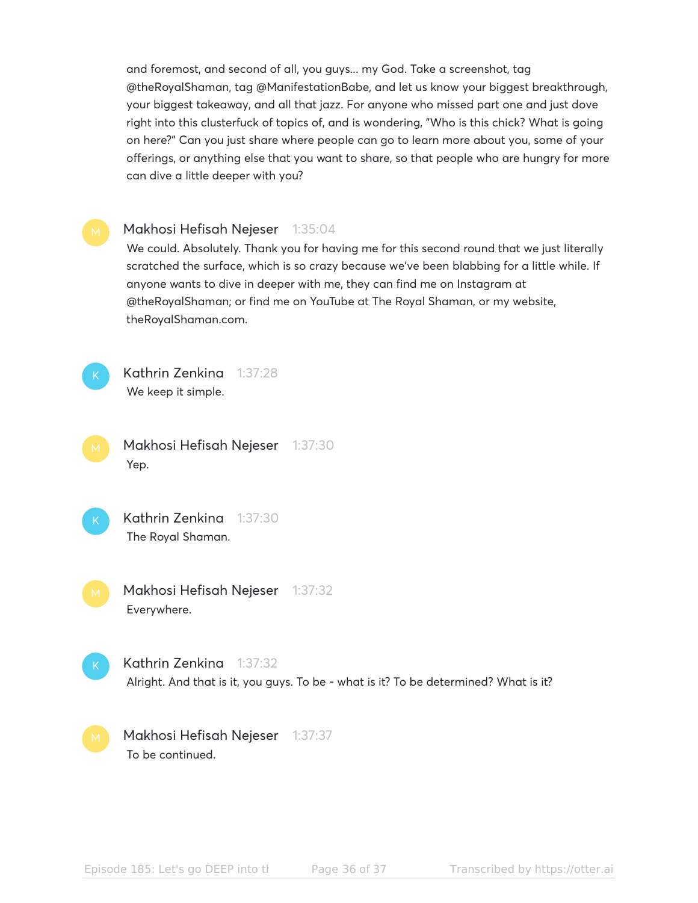and foremost, and second of all, you guys... my God. Take a screenshot, tag @theRoyalShaman, tag @ManifestationBabe, and let us know your biggest breakthrough, your biggest takeaway, and all that jazz. For anyone who missed part one and just dove right into this clusterfuck of topics of, and is wondering, "Who is this chick? What is going on here?" Can you just share where people can go to learn more about you, some of your offerings, or anything else that you want to share, so that people who are hungry for more can dive a little deeper with you?

**Makhosi Hefisah Nejeser** 1:35:04

We could. Absolutely. Thank you for having me for this second round that we just literally scratched the surface, which is so crazy because we've been blabbing for a little while. If anyone wants to dive in deeper with me, they can find me on Instagram at @theRoyalShaman; or find me on YouTube at The Royal Shaman, or my website, theRoyalShaman.com.

**Kathrin Zenkina** 1:37:28

We keep it simple.

**Makhosi Hefisah Nejeser** 1:37:30

Yep.

**Kathrin Zenkina** 1:37:30

The Royal Shaman.

**Makhosi Hefisah Nejeser** 1:37:32

Everywhere.

**Kathrin Zenkina** 1:37:32

Alright. And that is it, you guys. To be - what is it? To be determined? What is it?

**Makhosi Hefisah Nejeser** 1:37:37

To be continued.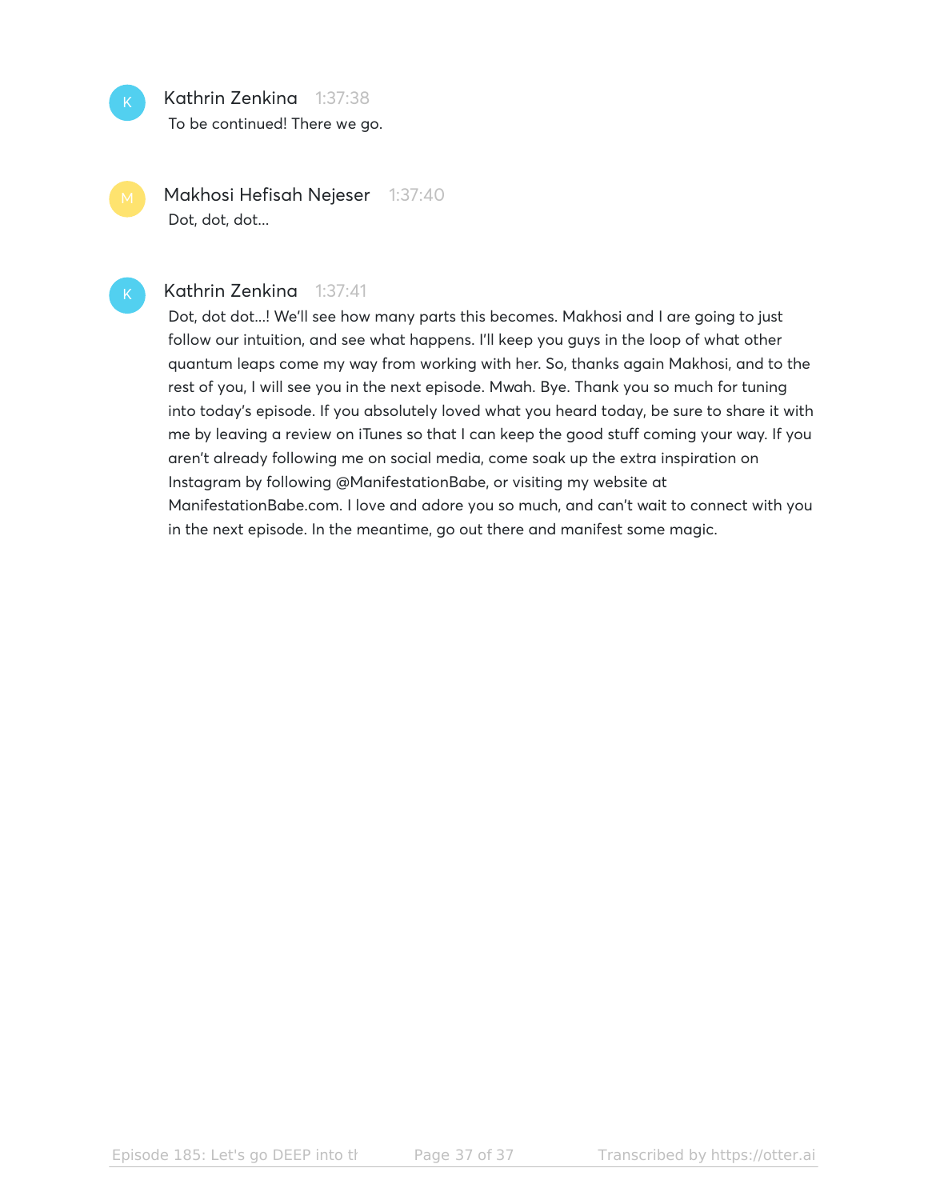**Kathrin Zenkina** 1:37:38

To be continued! There we go.

**Makhosi Hefisah Nejeser** 1:37:40

Dot, dot, dot...

**Kathrin Zenkina** 1:37:41

Dot, dot dot...! We'll see how many parts this becomes. Makhosi and I are going to just follow our intuition, and see what happens. I'll keep you guys in the loop of what other quantum leaps come my way from working with her. So, thanks again Makhosi, and to the rest of you, I will see you in the next episode. Mwah. Bye. Thank you so much for tuning into today's episode. If you absolutely loved what you heard today, be sure to share it with me by leaving a review on iTunes so that I can keep the good stuff coming your way. If you aren't already following me on social media, come soak up the extra inspiration on Instagram by following @ManifestationBabe, or visiting my website at ManifestationBabe.com. I love and adore you so much, and can't wait to connect with you in the next episode. In the meantime, go out there and manifest some magic.